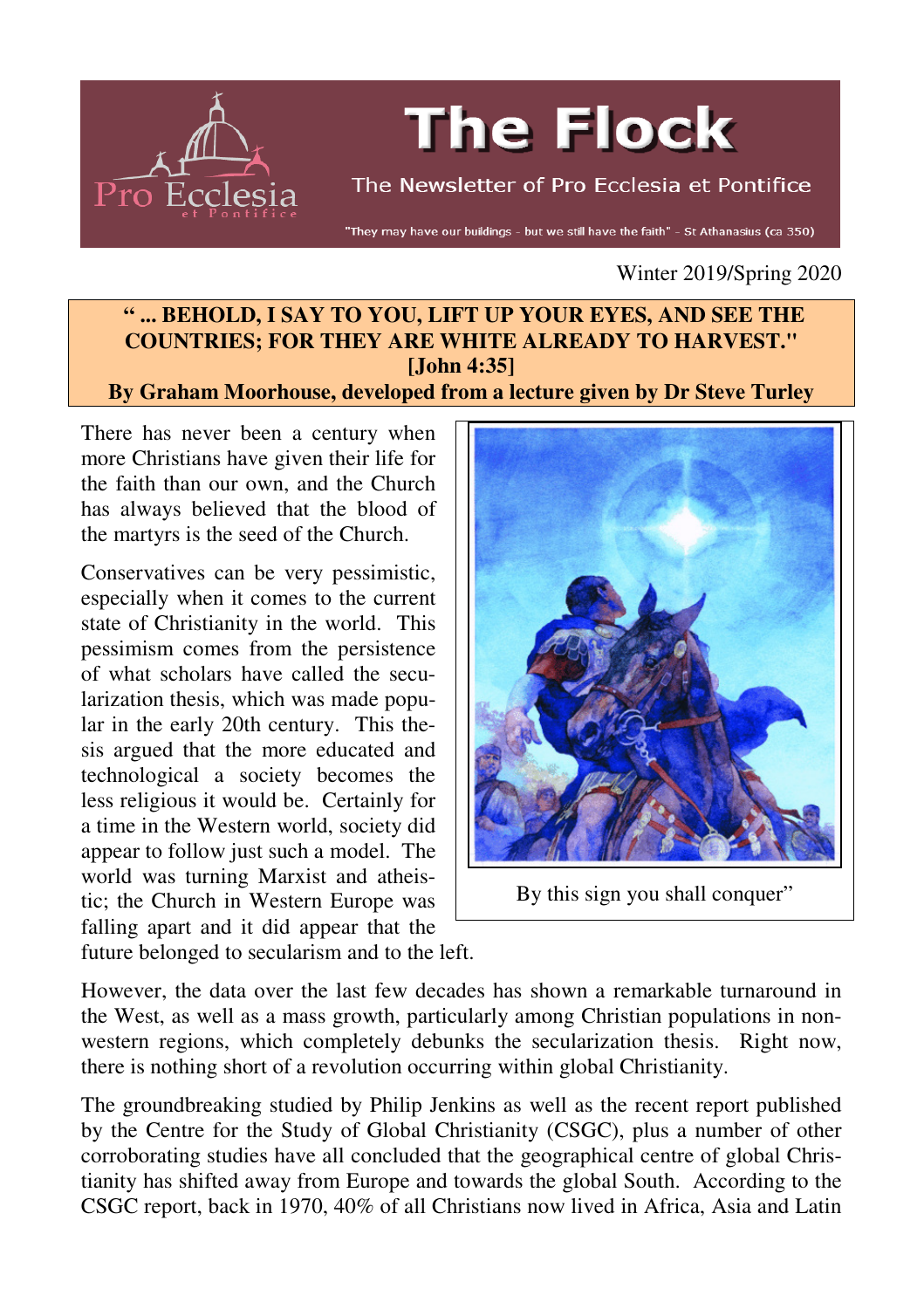# The Flock

The Newsletter of Pro Ecclesia et Pontifice

"They may have our buildings - but we still have the faith" - St Athanasius (ca 350)

Winter 2019/Spring 2020

## " ... BEHOLD, I SAY TO YOU, LIFT UP YOUR EYES, AND SEE THE COUNTRIES; FOR THEY ARE WHITE ALREADY TO HARVEST." [John 4:35]

**By Graham Moorhouse, developed from a lecture given by Dr Steve Turley**

There has never been a century when more Christians have given their life for the faith than our own, and the Church has always believed that the blood of the martyrs is the seed of the Church.

Conservatives can be very pessimistic, especially when it comes to the current state of Christianity in the world. This pessimism comes from the persistence of what scholars have called the secularization thesis, which was made popular in the early 20th century. This thesis argued that the more educated and technological a society becomes the less religious it would be. Certainly for a time in the Western world, society did appear to follow just such a model. The world was turning Marxist and atheistic; the Church in Western Europe was falling apart and it did appear that the future belonged to secularism and to the left.

By this sign you shall conquer"

However, the data over the last few decades has shown a remarkable turnaround in the West, as well as a mass growth, particularly among Christian populations in non-western regions, which completely debunks the secularization thesis. Right now, there is nothing short of a revolution occurring within global Christianity.

The groundbreaking studied by Philip Jenkins as well as the recent report published by the Centre for the Study of Global Christianity (CSGC), plus a number of other corroborating studies have all concluded that the geographical centre of global Christianity has shifted away from Europe and towards the global South. According to the CSGC report, back in 1970, 40% of all Christians now lived in Africa, Asia and Latin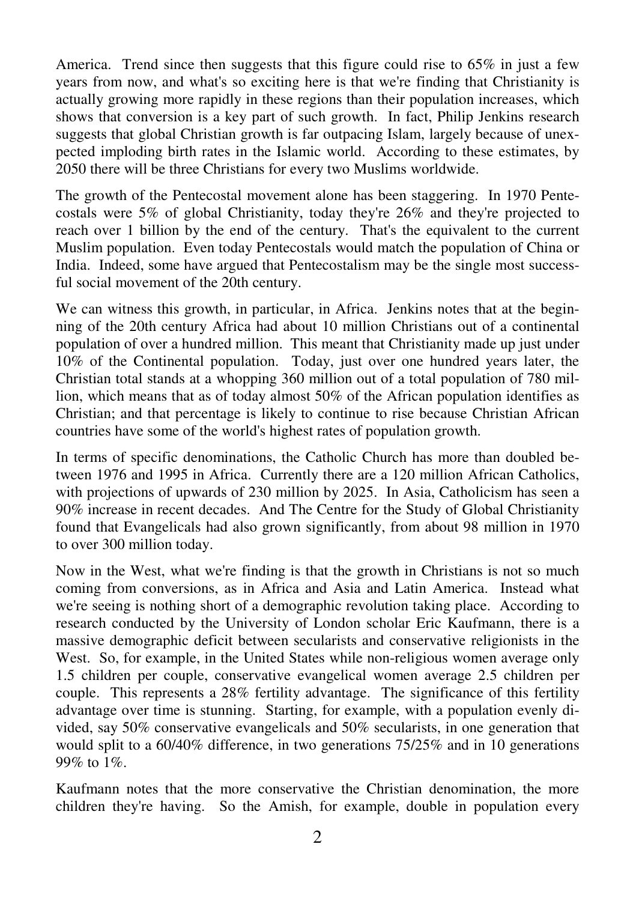America. Trend since then suggests that this figure could rise to 65% in just a few years from now, and what's so exciting here is that we're finding that Christianity is actually growing more rapidly in these regions than their population increases, which shows that conversion is a key part of such growth. In fact, Philip Jenkins research suggests that global Christian growth is far outpacing Islam, largely because of unexpected imploding birth rates in the Islamic world. According to these estimates, by 2050 there will be three Christians for every two Muslims worldwide.

The growth of the Pentecostal movement alone has been staggering. In 1970 Pentecostals were 5% of global Christianity, today they're 26% and they're projected to reach over 1 billion by the end of the century. That's the equivalent to the current Muslim population. Even today Pentecostals would match the population of China or India. Indeed, some have argued that Pentecostalism may be the single most successful social movement of the 20th century.

We can witness this growth, in particular, in Africa. Jenkins notes that at the beginning of the 20th century Africa had about 10 million Christians out of a continental population of over a hundred million. This meant that Christianity made up just under 10% of the Continental population. Today, just over one hundred years later, the Christian total stands at a whopping 360 million out of a total population of 780 million, which means that as of today almost 50% of the African population identifies as Christian; and that percentage is likely to continue to rise because Christian African countries have some of the world's highest rates of population growth.

In terms of specific denominations, the Catholic Church has more than doubled between 1976 and 1995 in Africa. Currently there are a 120 million African Catholics, with projections of upwards of 230 million by 2025. In Asia, Catholicism has seen a 90% increase in recent decades. And The Centre for the Study of Global Christianity found that Evangelicals had also grown significantly, from about 98 million in 1970 to over 300 million today.

Now in the West, what we're finding is that the growth in Christians is not so much coming from conversions, as in Africa and Asia and Latin America. Instead what we're seeing is nothing short of a demographic revolution taking place. According to research conducted by the University of London scholar Eric Kaufmann, there is a massive demographic deficit between secularists and conservative religionists in the West. So, for example, in the United States while non-religious women average only 1.5 children per couple, conservative evangelical women average 2.5 children per couple. This represents a 28% fertility advantage. The significance of this fertility advantage over time is stunning. Starting, for example, with a population evenly divided, say 50% conservative evangelicals and 50% secularists, in one generation that would split to a 60/40% difference, in two generations 75/25% and in 10 generations 99% to 1%.

Kaufmann notes that the more conservative the Christian denomination, the more children they're having. So the Amish, for example, double in population every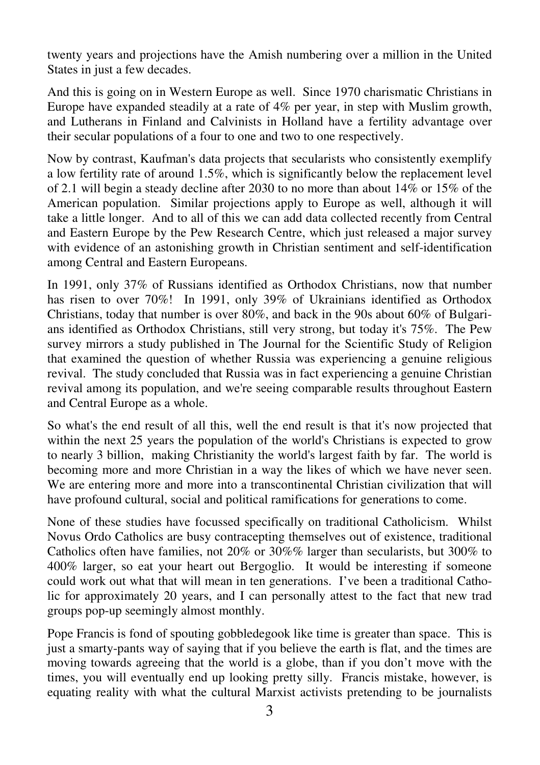twenty years and projections have the Amish numbering over a million in the United States in just a few decades.

And this is going on in Western Europe as well. Since 1970 charismatic Christians in Europe have expanded steadily at a rate of 4% per year, in step with Muslim growth, and Lutherans in Finland and Calvinists in Holland have a fertility advantage over their secular populations of a four to one and two to one respectively.

Now by contrast, Kaufman's data projects that secularists who consistently exemplify a low fertility rate of around 1.5%, which is significantly below the replacement level of 2.1 will begin a steady decline after 2030 to no more than about 14% or 15% of the American population. Similar projections apply to Europe as well, although it will take a little longer. And to all of this we can add data collected recently from Central and Eastern Europe by the Pew Research Centre, which just released a major survey with evidence of an astonishing growth in Christian sentiment and self-identification among Central and Eastern Europeans.

In 1991, only 37% of Russians identified as Orthodox Christians, now that number has risen to over 70%! In 1991, only 39% of Ukrainians identified as Orthodox Christians, today that number is over 80%, and back in the 90s about 60% of Bulgarians identified as Orthodox Christians, still very strong, but today it's 75%. The Pew survey mirrors a study published in The Journal for the Scientific Study of Religion that examined the question of whether Russia was experiencing a genuine religious revival. The study concluded that Russia was in fact experiencing a genuine Christian revival among its population, and we're seeing comparable results throughout Eastern and Central Europe as a whole.

So what's the end result of all this, well the end result is that it's now projected that within the next 25 years the population of the world's Christians is expected to grow to nearly 3 billion, making Christianity the world's largest faith by far. The world is becoming more and more Christian in a way the likes of which we have never seen. We are entering more and more into a transcontinental Christian civilization that will have profound cultural, social and political ramifications for generations to come.

None of these studies have focussed specifically on traditional Catholicism. Whilst Novus Ordo Catholics are busy contracepting themselves out of existence, traditional Catholics often have families, not 20% or 30%% larger than secularists, but 300% to 400% larger, so eat your heart out Bergoglio. It would be interesting if someone could work out what that will mean in ten generations. I've been a traditional Catholic for approximately 20 years, and I can personally attest to the fact that new trad groups pop-up seemingly almost monthly.

Pope Francis is fond of spouting gobbledegook like time is greater than space. This is just a smarty-pants way of saying that if you believe the earth is flat, and the times are moving towards agreeing that the world is a globe, than if you don't move with the times, you will eventually end up looking pretty silly. Francis mistake, however, is equating reality with what the cultural Marxist activists pretending to be journalists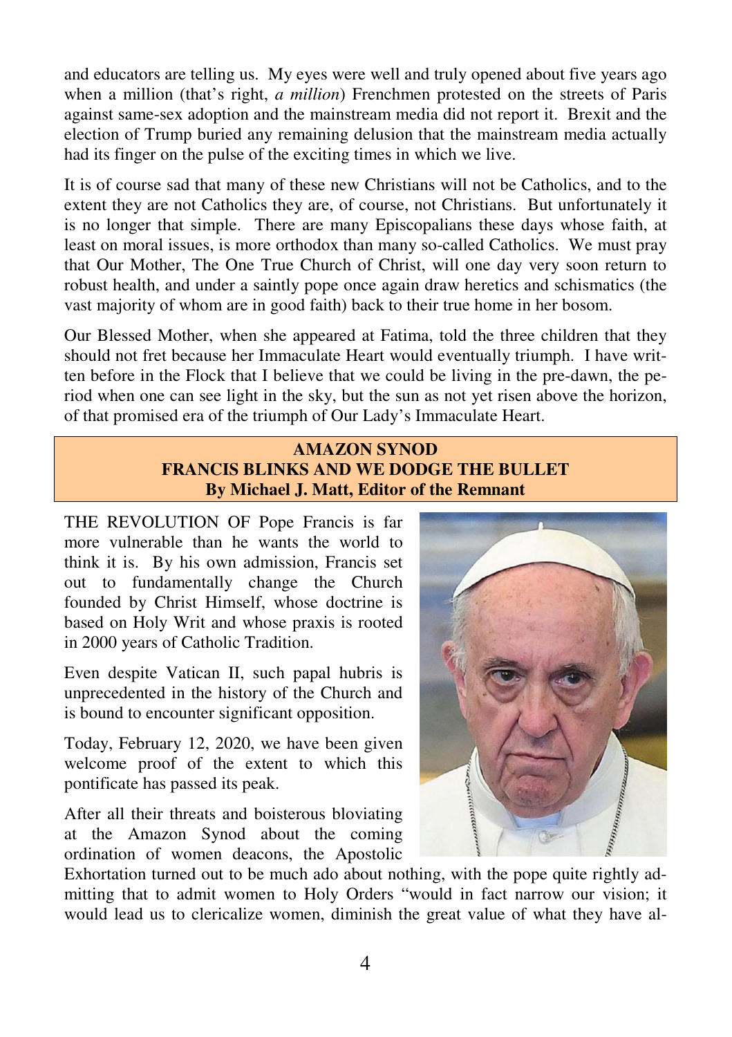and educators are telling us. My eyes were well and truly opened about five years ago when a million (that's right, *a million*) Frenchmen protested on the streets of Paris against same-sex adoption and the mainstream media did not report it. Brexit and the election of Trump buried any remaining delusion that the mainstream media actually had its finger on the pulse of the exciting times in which we live.

It is of course sad that many of these new Christians will not be Catholics, and to the extent they are not Catholics they are, of course, not Christians. But unfortunately it is no longer that simple. There are many Episcopalians these days whose faith, at least on moral issues, is more orthodox than many so-called Catholics. We must pray that Our Mother, The One True Church of Christ, will one day very soon return to robust health, and under a saintly pope once again draw heretics and schismatics (the vast majority of whom are in good faith) back to their true home in her bosom.

Our Blessed Mother, when she appeared at Fatima, told the three children that they should not fret because her Immaculate Heart would eventually triumph. I have written before in the Flock that I believe that we could be living in the pre-dawn, the period when one can see light in the sky, but the sun as not yet risen above the horizon, of that promised era of the triumph of Our Lady's Immaculate Heart.

## AMAZON SYNOD
## FRANCIS BLINKS AND WE DODGE THE BULLET
**By Michael J. Matt, Editor of the Remnant**

THE REVOLUTION OF Pope Francis is far more vulnerable than he wants the world to think it is. By his own admission, Francis set out to fundamentally change the Church founded by Christ Himself, whose doctrine is based on Holy Writ and whose praxis is rooted in 2000 years of Catholic Tradition.

Even despite Vatican II, such papal hubris is unprecedented in the history of the Church and is bound to encounter significant opposition.

Today, February 12, 2020, we have been given welcome proof of the extent to which this pontificate has passed its peak.

After all their threats and boisterous bloviating at the Amazon Synod about the coming ordination of women deacons, the Apostolic Exhortation turned out to be much ado about nothing, with the pope quite rightly admitting that to admit women to Holy Orders "would in fact narrow our vision; it would lead us to clericalize women, diminish the great value of what they have al-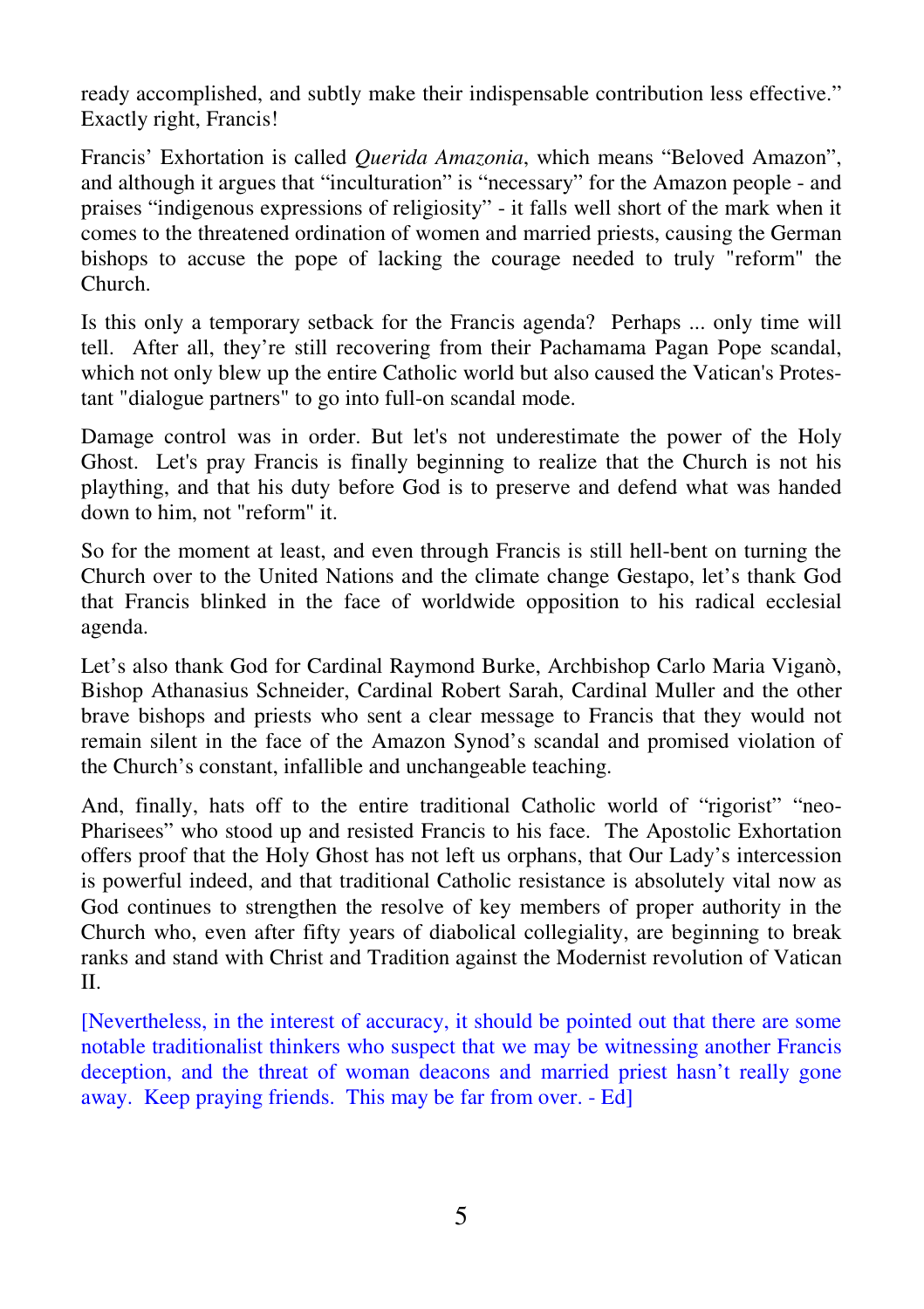ready accomplished, and subtly make their indispensable contribution less effective." Exactly right, Francis!

Francis' Exhortation is called *Querida Amazonia*, which means "Beloved Amazon", and although it argues that "inculturation" is "necessary" for the Amazon people - and praises "indigenous expressions of religiosity" - it falls well short of the mark when it comes to the threatened ordination of women and married priests, causing the German bishops to accuse the pope of lacking the courage needed to truly "reform" the Church.

Is this only a temporary setback for the Francis agenda? Perhaps ... only time will tell. After all, they're still recovering from their Pachamama Pagan Pope scandal, which not only blew up the entire Catholic world but also caused the Vatican's Protestant "dialogue partners" to go into full-on scandal mode.

Damage control was in order. But let's not underestimate the power of the Holy Ghost. Let's pray Francis is finally beginning to realize that the Church is not his plaything, and that his duty before God is to preserve and defend what was handed down to him, not "reform" it.

So for the moment at least, and even through Francis is still hell-bent on turning the Church over to the United Nations and the climate change Gestapo, let's thank God that Francis blinked in the face of worldwide opposition to his radical ecclesial agenda.

Let's also thank God for Cardinal Raymond Burke, Archbishop Carlo Maria Viganò, Bishop Athanasius Schneider, Cardinal Robert Sarah, Cardinal Muller and the other brave bishops and priests who sent a clear message to Francis that they would not remain silent in the face of the Amazon Synod's scandal and promised violation of the Church's constant, infallible and unchangeable teaching.

And, finally, hats off to the entire traditional Catholic world of "rigorist" "neo-Pharisees" who stood up and resisted Francis to his face. The Apostolic Exhortation offers proof that the Holy Ghost has not left us orphans, that Our Lady's intercession is powerful indeed, and that traditional Catholic resistance is absolutely vital now as God continues to strengthen the resolve of key members of proper authority in the Church who, even after fifty years of diabolical collegiality, are beginning to break ranks and stand with Christ and Tradition against the Modernist revolution of Vatican II.

[Nevertheless, in the interest of accuracy, it should be pointed out that there are some notable traditionalist thinkers who suspect that we may be witnessing another Francis deception, and the threat of woman deacons and married priest hasn't really gone away. Keep praying friends. This may be far from over. - Ed]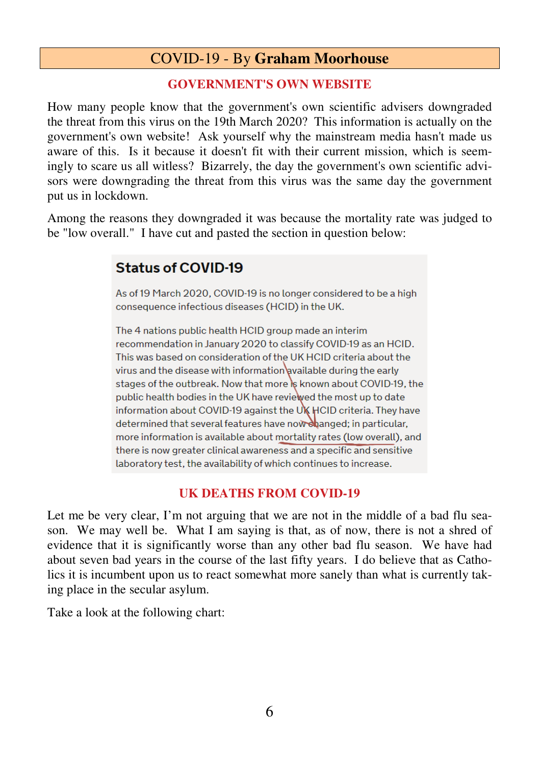# COVID-19 - By **Graham Moorhouse**

## GOVERNMENT'S OWN WEBSITE

How many people know that the government's own scientific advisers downgraded the threat from this virus on the 19th March 2020? This information is actually on the government's own website! Ask yourself why the mainstream media hasn't made us aware of this. Is it because it doesn't fit with their current mission, which is seemingly to scare us all witless? Bizarrely, the day the government's own scientific advisors were downgrading the threat from this virus was the same day the government put us in lockdown.

Among the reasons they downgraded it was because the mortality rate was judged to be "low overall." I have cut and pasted the section in question below:

> **Status of COVID-19**
>
> As of 19 March 2020, COVID-19 is no longer considered to be a high consequence infectious diseases (HCID) in the UK.
>
> The 4 nations public health HCID group made an interim recommendation in January 2020 to classify COVID-19 as an HCID. This was based on consideration of the UK HCID criteria about the virus and the disease with information available during the early stages of the outbreak. Now that more is known about COVID-19, the public health bodies in the UK have reviewed the most up to date information about COVID-19 against the UK HCID criteria. They have determined that several features have now changed; in particular, more information is available about mortality rates (low overall), and there is now greater clinical awareness and a specific and sensitive laboratory test, the availability of which continues to increase.

## UK DEATHS FROM COVID-19

Let me be very clear, I'm not arguing that we are not in the middle of a bad flu season. We may well be. What I am saying is that, as of now, there is not a shred of evidence that it is significantly worse than any other bad flu season. We have had about seven bad years in the course of the last fifty years. I do believe that as Catholics it is incumbent upon us to react somewhat more sanely than what is currently taking place in the secular asylum.

Take a look at the following chart: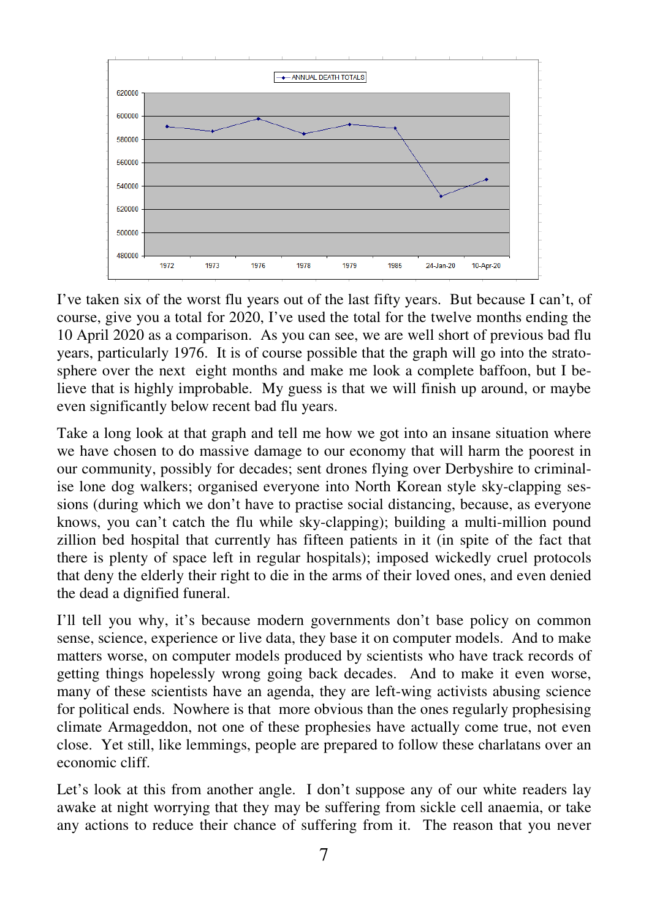I've taken six of the worst flu years out of the last fifty years. But because I can't, of course, give you a total for 2020, I've used the total for the twelve months ending the 10 April 2020 as a comparison. As you can see, we are well short of previous bad flu years, particularly 1976. It is of course possible that the graph will go into the stratosphere over the next eight months and make me look a complete baffoon, but I believe that is highly improbable. My guess is that we will finish up around, or maybe even significantly below recent bad flu years.

Take a long look at that graph and tell me how we got into an insane situation where we have chosen to do massive damage to our economy that will harm the poorest in our community, possibly for decades; sent drones flying over Derbyshire to criminalise lone dog walkers; organised everyone into North Korean style sky-clapping sessions (during which we don't have to practise social distancing, because, as everyone knows, you can't catch the flu while sky-clapping); building a multi-million pound zillion bed hospital that currently has fifteen patients in it (in spite of the fact that there is plenty of space left in regular hospitals); imposed wickedly cruel protocols that deny the elderly their right to die in the arms of their loved ones, and even denied the dead a dignified funeral.

I'll tell you why, it's because modern governments don't base policy on common sense, science, experience or live data, they base it on computer models. And to make matters worse, on computer models produced by scientists who have track records of getting things hopelessly wrong going back decades. And to make it even worse, many of these scientists have an agenda, they are left-wing activists abusing science for political ends. Nowhere is that more obvious than the ones regularly prophesising climate Armageddon, not one of these prophesies have actually come true, not even close. Yet still, like lemmings, people are prepared to follow these charlatans over an economic cliff.

Let's look at this from another angle. I don't suppose any of our white readers lay awake at night worrying that they may be suffering from sickle cell anaemia, or take any actions to reduce their chance of suffering from it. The reason that you never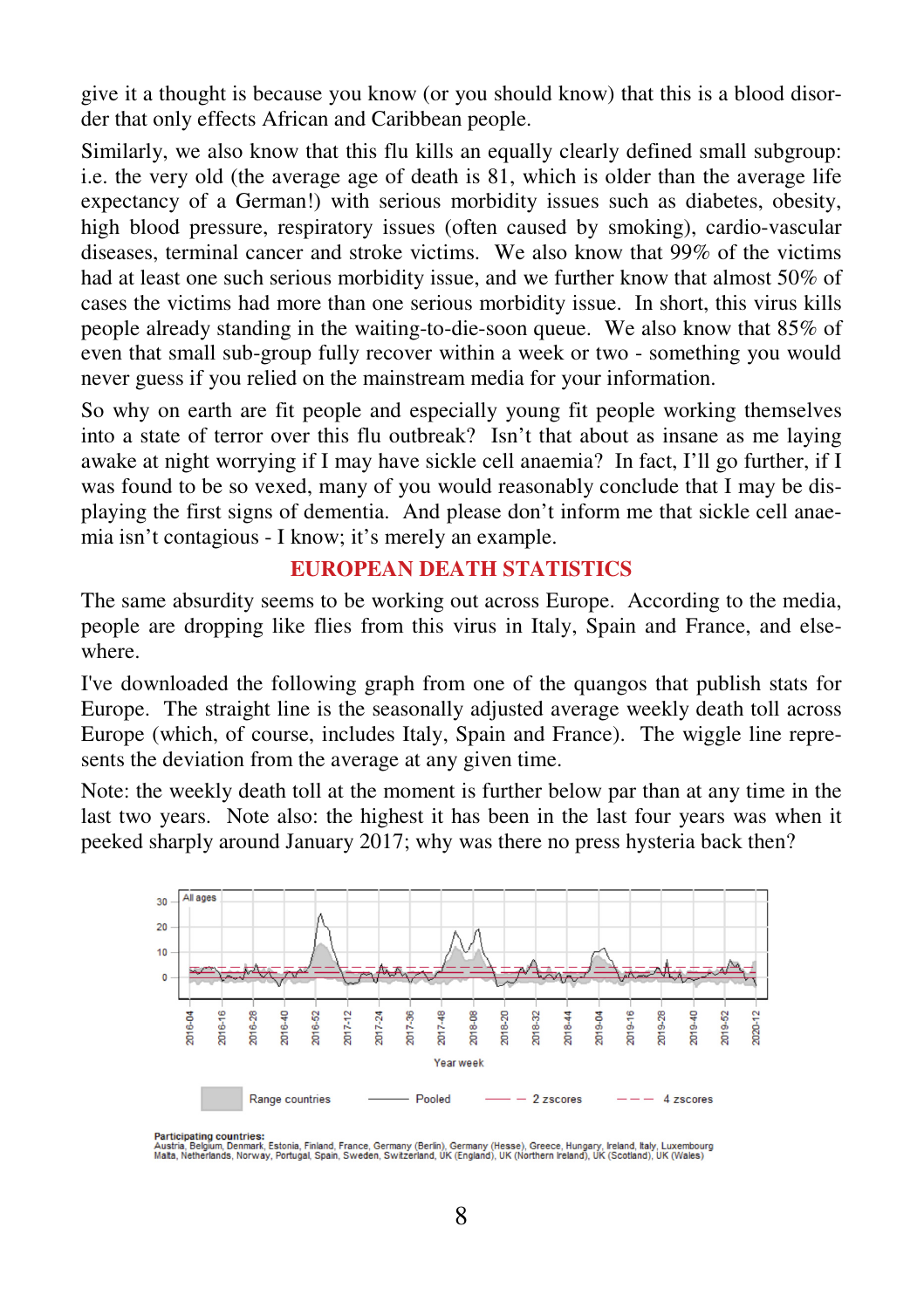give it a thought is because you know (or you should know) that this is a blood disorder that only effects African and Caribbean people.

Similarly, we also know that this flu kills an equally clearly defined small subgroup: i.e. the very old (the average age of death is 81, which is older than the average life expectancy of a German!) with serious morbidity issues such as diabetes, obesity, high blood pressure, respiratory issues (often caused by smoking), cardio-vascular diseases, terminal cancer and stroke victims. We also know that 99% of the victims had at least one such serious morbidity issue, and we further know that almost 50% of cases the victims had more than one serious morbidity issue. In short, this virus kills people already standing in the waiting-to-die-soon queue. We also know that 85% of even that small sub-group fully recover within a week or two - something you would never guess if you relied on the mainstream media for your information.

So why on earth are fit people and especially young fit people working themselves into a state of terror over this flu outbreak? Isn't that about as insane as me laying awake at night worrying if I may have sickle cell anaemia? In fact, I'll go further, if I was found to be so vexed, many of you would reasonably conclude that I may be displaying the first signs of dementia. And please don't inform me that sickle cell anaemia isn't contagious - I know; it's merely an example.

## EUROPEAN DEATH STATISTICS

The same absurdity seems to be working out across Europe. According to the media, people are dropping like flies from this virus in Italy, Spain and France, and elsewhere.

I've downloaded the following graph from one of the quangos that publish stats for Europe. The straight line is the seasonally adjusted average weekly death toll across Europe (which, of course, includes Italy, Spain and France). The wiggle line represents the deviation from the average at any given time.

Note: the weekly death toll at the moment is further below par than at any time in the last two years. Note also: the highest it has been in the last four years was when it peeked sharply around January 2017; why was there no press hysteria back then?

All ages

Year week

Range countries — Pooled — 2 zscores — 4 zscores

**Participating countries:**
Austria, Belgium, Denmark, Estonia, Finland, France, Germany (Berlin), Germany (Hesse), Greece, Hungary, Ireland, Italy, Luxembourg Malta, Netherlands, Norway, Portugal, Spain, Sweden, Switzerland, UK (England), UK (Northern Ireland), UK (Scotland), UK (Wales)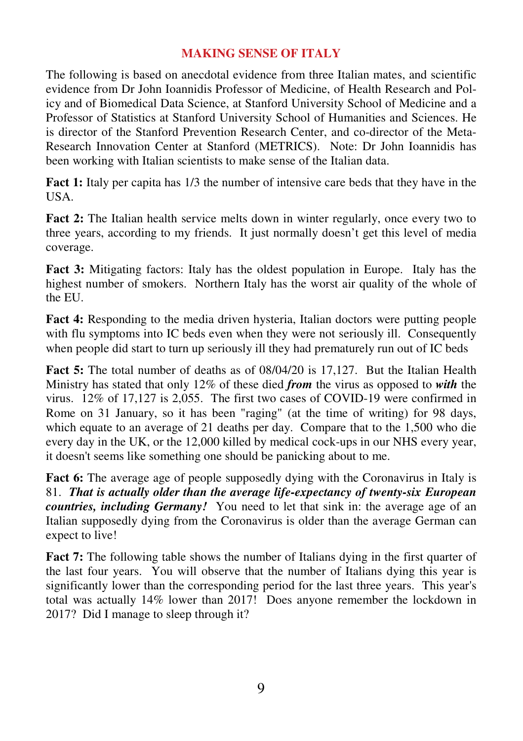## MAKING SENSE OF ITALY

The following is based on anecdotal evidence from three Italian mates, and scientific evidence from Dr John Ioannidis Professor of Medicine, of Health Research and Policy and of Biomedical Data Science, at Stanford University School of Medicine and a Professor of Statistics at Stanford University School of Humanities and Sciences. He is director of the Stanford Prevention Research Center, and co-director of the Meta-Research Innovation Center at Stanford (METRICS). Note: Dr John Ioannidis has been working with Italian scientists to make sense of the Italian data.

**Fact 1:** Italy per capita has 1/3 the number of intensive care beds that they have in the USA.

**Fact 2:** The Italian health service melts down in winter regularly, once every two to three years, according to my friends. It just normally doesn't get this level of media coverage.

**Fact 3:** Mitigating factors: Italy has the oldest population in Europe. Italy has the highest number of smokers. Northern Italy has the worst air quality of the whole of the EU.

**Fact 4:** Responding to the media driven hysteria, Italian doctors were putting people with flu symptoms into IC beds even when they were not seriously ill. Consequently when people did start to turn up seriously ill they had prematurely run out of IC beds

**Fact 5:** The total number of deaths as of 08/04/20 is 17,127. But the Italian Health Ministry has stated that only 12% of these died ***from*** the virus as opposed to ***with*** the virus. 12% of 17,127 is 2,055. The first two cases of COVID-19 were confirmed in Rome on 31 January, so it has been "raging" (at the time of writing) for 98 days, which equate to an average of 21 deaths per day. Compare that to the 1,500 who die every day in the UK, or the 12,000 killed by medical cock-ups in our NHS every year, it doesn't seems like something one should be panicking about to me.

**Fact 6:** The average age of people supposedly dying with the Coronavirus in Italy is 81. ***That is actually older than the average life-expectancy of twenty-six European countries, including Germany!*** You need to let that sink in: the average age of an Italian supposedly dying from the Coronavirus is older than the average German can expect to live!

**Fact 7:** The following table shows the number of Italians dying in the first quarter of the last four years. You will observe that the number of Italians dying this year is significantly lower than the corresponding period for the last three years. This year's total was actually 14% lower than 2017! Does anyone remember the lockdown in 2017? Did I manage to sleep through it?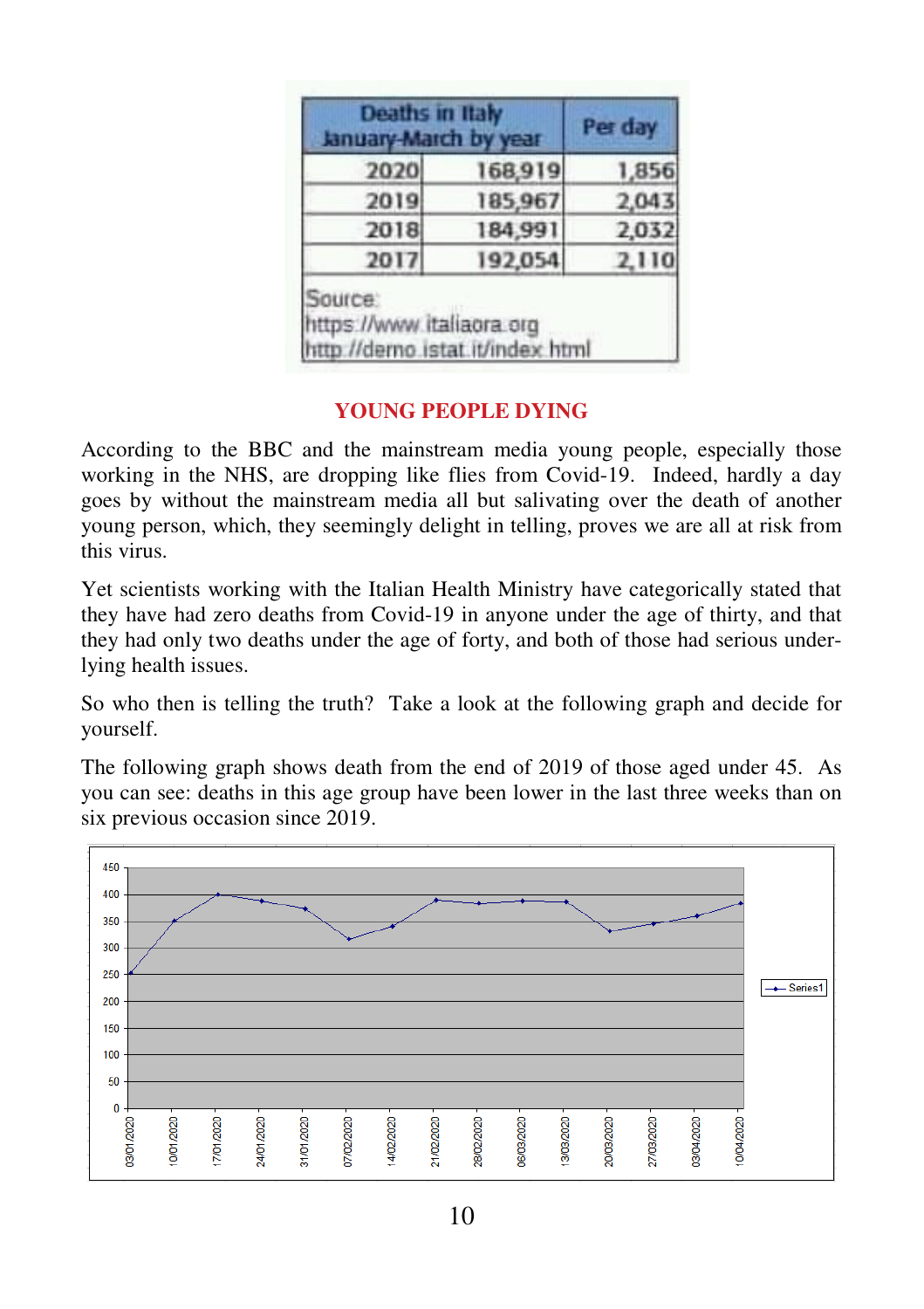| Deaths in Italy January-March by year | | Per day |
|---|---|---|
| 2020 | 168,919 | 1,856 |
| 2019 | 185,967 | 2,043 |
| 2018 | 184,991 | 2,032 |
| 2017 | 192,054 | 2,110 |
| Source: https://www.italiaora.org http://demo.istat.it/index.html | | |

## YOUNG PEOPLE DYING

According to the BBC and the mainstream media young people, especially those working in the NHS, are dropping like flies from Covid-19. Indeed, hardly a day goes by without the mainstream media all but salivating over the death of another young person, which, they seemingly delight in telling, proves we are all at risk from this virus.

Yet scientists working with the Italian Health Ministry have categorically stated that they have had zero deaths from Covid-19 in anyone under the age of thirty, and that they had only two deaths under the age of forty, and both of those had serious underlying health issues.

So who then is telling the truth? Take a look at the following graph and decide for yourself.

The following graph shows death from the end of 2019 of those aged under 45. As you can see: deaths in this age group have been lower in the last three weeks than on six previous occasion since 2019.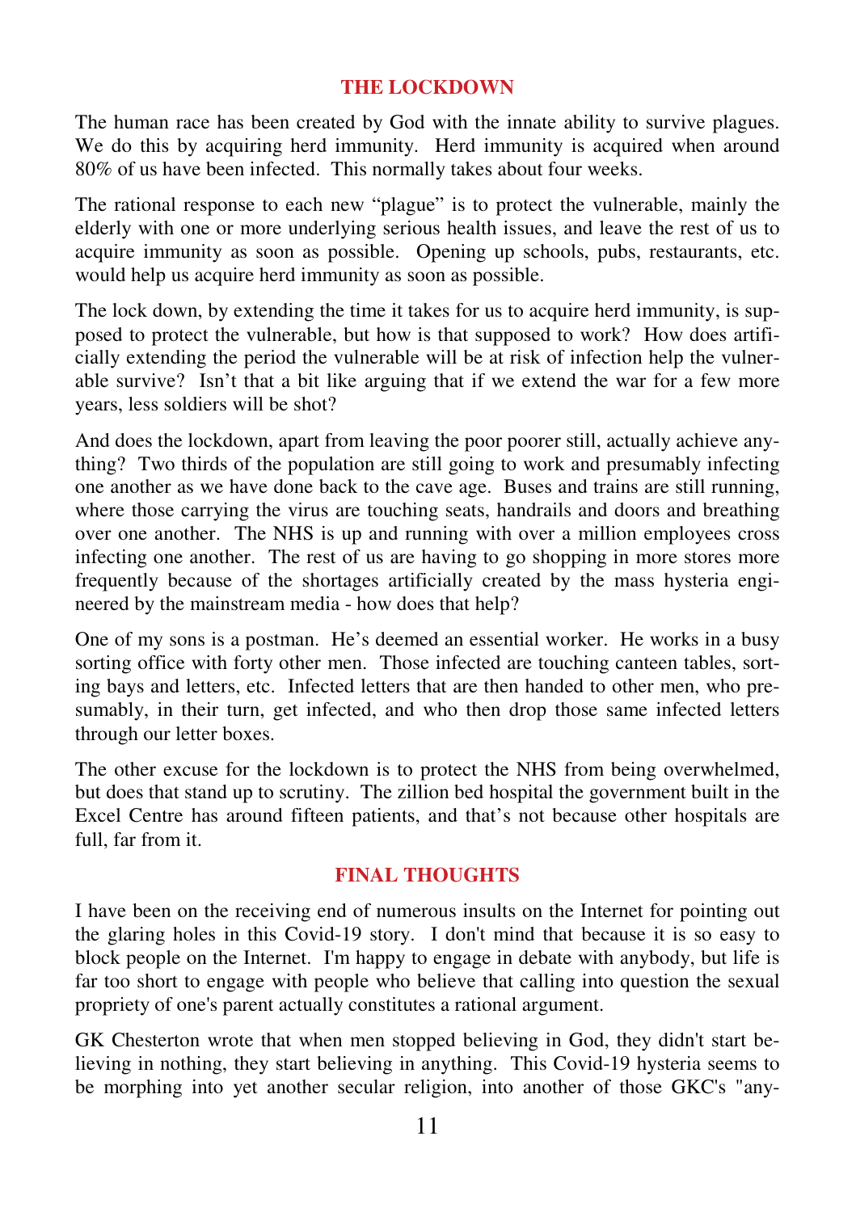## THE LOCKDOWN

The human race has been created by God with the innate ability to survive plagues. We do this by acquiring herd immunity. Herd immunity is acquired when around 80% of us have been infected. This normally takes about four weeks.

The rational response to each new "plague" is to protect the vulnerable, mainly the elderly with one or more underlying serious health issues, and leave the rest of us to acquire immunity as soon as possible. Opening up schools, pubs, restaurants, etc. would help us acquire herd immunity as soon as possible.

The lock down, by extending the time it takes for us to acquire herd immunity, is supposed to protect the vulnerable, but how is that supposed to work? How does artificially extending the period the vulnerable will be at risk of infection help the vulnerable survive? Isn't that a bit like arguing that if we extend the war for a few more years, less soldiers will be shot?

And does the lockdown, apart from leaving the poor poorer still, actually achieve anything? Two thirds of the population are still going to work and presumably infecting one another as we have done back to the cave age. Buses and trains are still running, where those carrying the virus are touching seats, handrails and doors and breathing over one another. The NHS is up and running with over a million employees cross infecting one another. The rest of us are having to go shopping in more stores more frequently because of the shortages artificially created by the mass hysteria engineered by the mainstream media - how does that help?

One of my sons is a postman. He's deemed an essential worker. He works in a busy sorting office with forty other men. Those infected are touching canteen tables, sorting bays and letters, etc. Infected letters that are then handed to other men, who presumably, in their turn, get infected, and who then drop those same infected letters through our letter boxes.

The other excuse for the lockdown is to protect the NHS from being overwhelmed, but does that stand up to scrutiny. The zillion bed hospital the government built in the Excel Centre has around fifteen patients, and that's not because other hospitals are full, far from it.

## FINAL THOUGHTS

I have been on the receiving end of numerous insults on the Internet for pointing out the glaring holes in this Covid-19 story. I don't mind that because it is so easy to block people on the Internet. I'm happy to engage in debate with anybody, but life is far too short to engage with people who believe that calling into question the sexual propriety of one's parent actually constitutes a rational argument.

GK Chesterton wrote that when men stopped believing in God, they didn't start believing in nothing, they start believing in anything. This Covid-19 hysteria seems to be morphing into yet another secular religion, into another of those GKC's "any-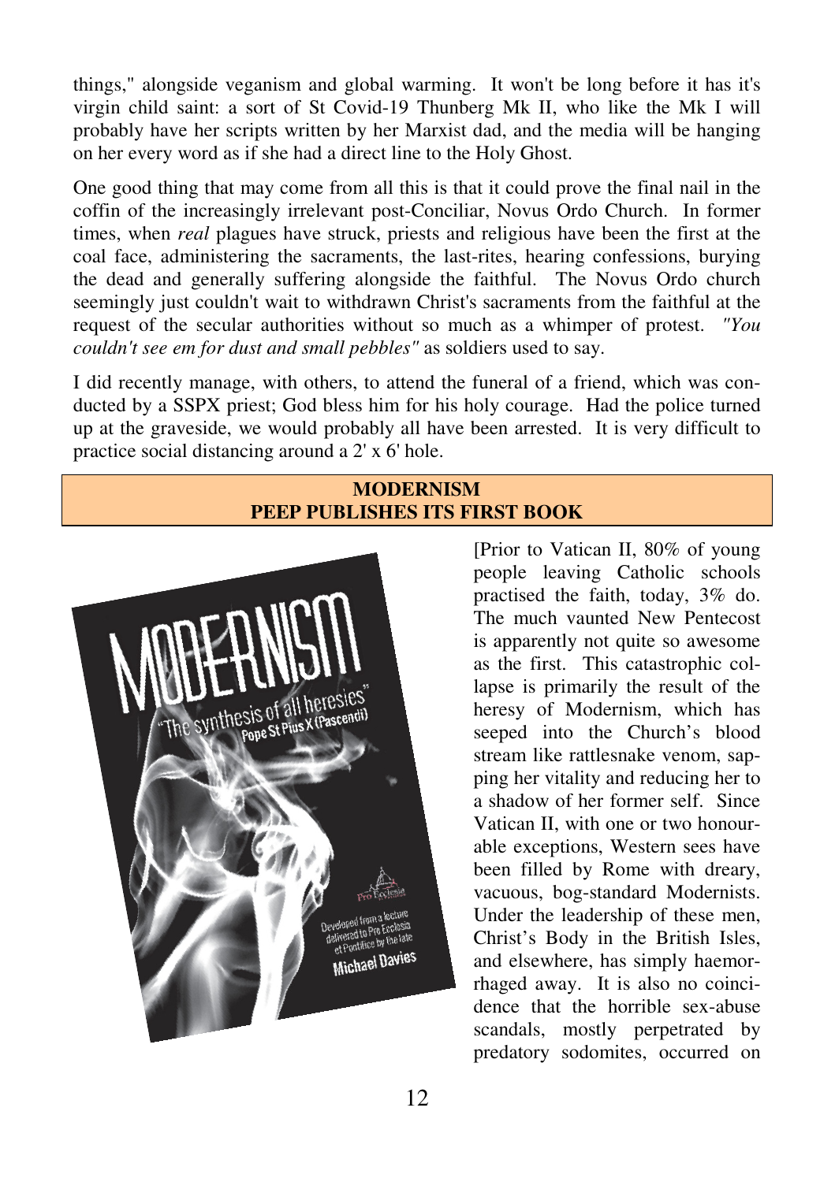things," alongside veganism and global warming. It won't be long before it has it's virgin child saint: a sort of St Covid-19 Thunberg Mk II, who like the Mk I will probably have her scripts written by her Marxist dad, and the media will be hanging on her every word as if she had a direct line to the Holy Ghost.

One good thing that may come from all this is that it could prove the final nail in the coffin of the increasingly irrelevant post-Conciliar, Novus Ordo Church. In former times, when *real* plagues have struck, priests and religious have been the first at the coal face, administering the sacraments, the last-rites, hearing confessions, burying the dead and generally suffering alongside the faithful. The Novus Ordo church seemingly just couldn't wait to withdrawn Christ's sacraments from the faithful at the request of the secular authorities without so much as a whimper of protest. *"You couldn't see em for dust and small pebbles"* as soldiers used to say.

I did recently manage, with others, to attend the funeral of a friend, which was conducted by a SSPX priest; God bless him for his holy courage. Had the police turned up at the graveside, we would probably all have been arrested. It is very difficult to practice social distancing around a 2' x 6' hole.

## MODERNISM
## PEEP PUBLISHES ITS FIRST BOOK

MODERNISM

"The synthesis of all heresies" Pope St Pius X (Pascendi)

Pro Ecclesia

Developed from a lecture delivered to Pro Ecclesia et Pontifice by the late Michael Davies

[Prior to Vatican II, 80% of young people leaving Catholic schools practised the faith, today, 3% do. The much vaunted New Pentecost is apparently not quite so awesome as the first. This catastrophic collapse is primarily the result of the heresy of Modernism, which has seeped into the Church's blood stream like rattlesnake venom, sapping her vitality and reducing her to a shadow of her former self. Since Vatican II, with one or two honourable exceptions, Western sees have been filled by Rome with dreary, vacuous, bog-standard Modernists. Under the leadership of these men, Christ's Body in the British Isles, and elsewhere, has simply haemorrhaged away. It is also no coincidence that the horrible sex-abuse scandals, mostly perpetrated by predatory sodomites, occurred on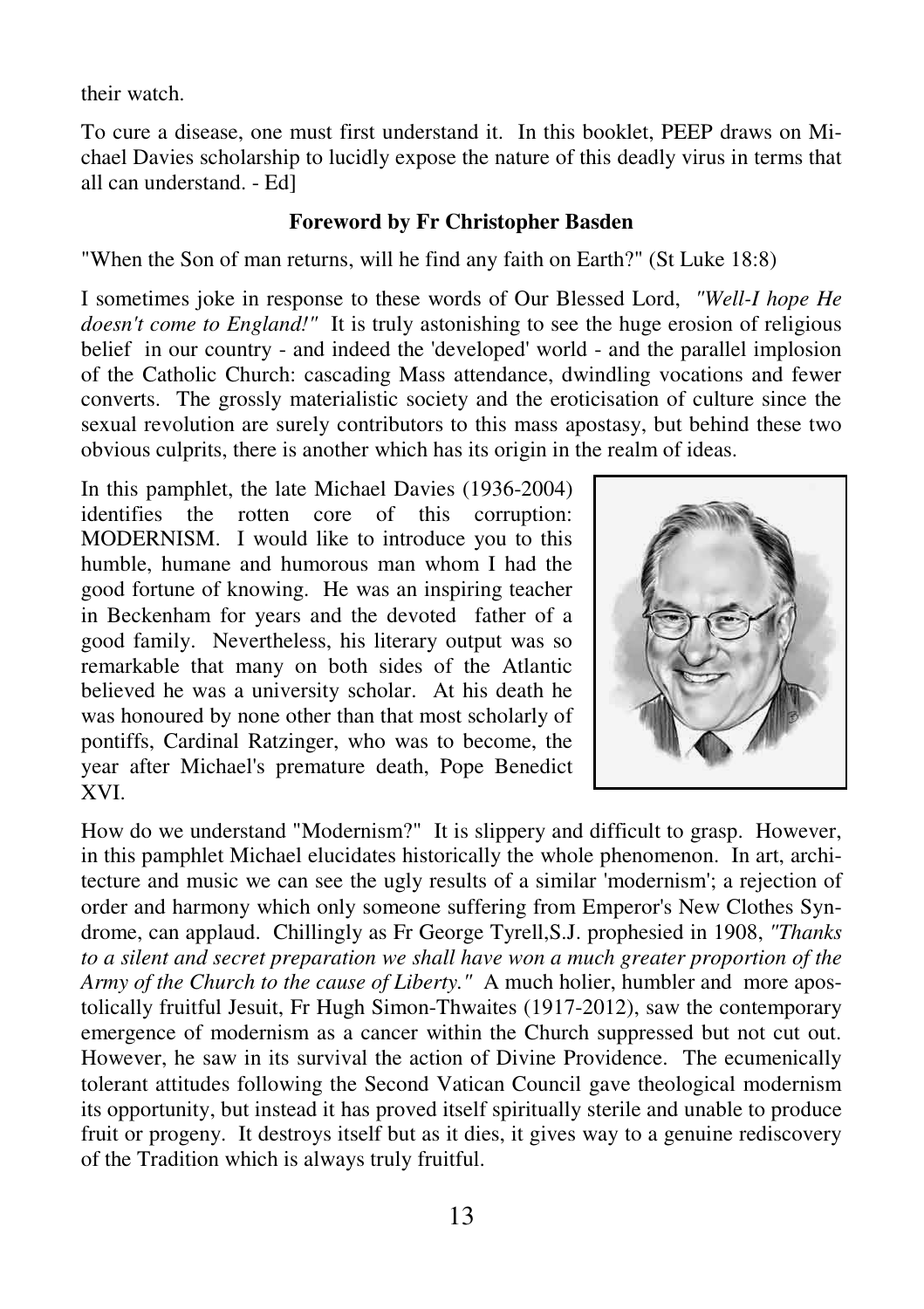their watch.

To cure a disease, one must first understand it. In this booklet, PEEP draws on Michael Davies scholarship to lucidly expose the nature of this deadly virus in terms that all can understand. - Ed]

### Foreword by Fr Christopher Basden

"When the Son of man returns, will he find any faith on Earth?" (St Luke 18:8)

I sometimes joke in response to these words of Our Blessed Lord, *"Well-I hope He doesn't come to England!"* It is truly astonishing to see the huge erosion of religious belief in our country - and indeed the 'developed' world - and the parallel implosion of the Catholic Church: cascading Mass attendance, dwindling vocations and fewer converts. The grossly materialistic society and the eroticisation of culture since the sexual revolution are surely contributors to this mass apostasy, but behind these two obvious culprits, there is another which has its origin in the realm of ideas.

In this pamphlet, the late Michael Davies (1936-2004) identifies the rotten core of this corruption: MODERNISM. I would like to introduce you to this humble, humane and humorous man whom I had the good fortune of knowing. He was an inspiring teacher in Beckenham for years and the devoted father of a good family. Nevertheless, his literary output was so remarkable that many on both sides of the Atlantic believed he was a university scholar. At his death he was honoured by none other than that most scholarly of pontiffs, Cardinal Ratzinger, who was to become, the year after Michael's premature death, Pope Benedict XVI.

How do we understand "Modernism?" It is slippery and difficult to grasp. However, in this pamphlet Michael elucidates historically the whole phenomenon. In art, architecture and music we can see the ugly results of a similar 'modernism'; a rejection of order and harmony which only someone suffering from Emperor's New Clothes Syndrome, can applaud. Chillingly as Fr George Tyrell,S.J. prophesied in 1908, *"Thanks to a silent and secret preparation we shall have won a much greater proportion of the Army of the Church to the cause of Liberty."* A much holier, humbler and more apostolically fruitful Jesuit, Fr Hugh Simon-Thwaites (1917-2012), saw the contemporary emergence of modernism as a cancer within the Church suppressed but not cut out. However, he saw in its survival the action of Divine Providence. The ecumenically tolerant attitudes following the Second Vatican Council gave theological modernism its opportunity, but instead it has proved itself spiritually sterile and unable to produce fruit or progeny. It destroys itself but as it dies, it gives way to a genuine rediscovery of the Tradition which is always truly fruitful.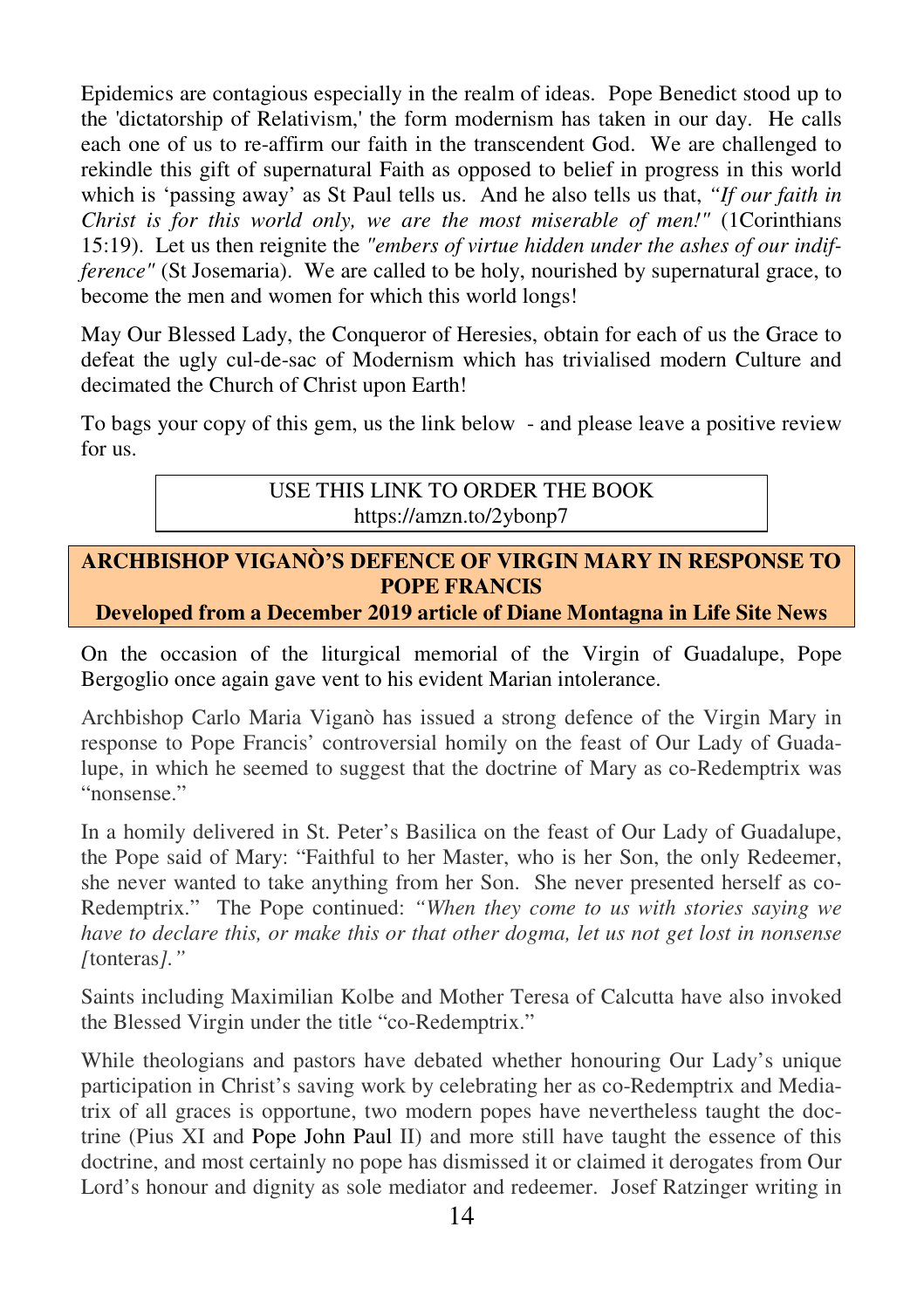Epidemics are contagious especially in the realm of ideas. Pope Benedict stood up to the 'dictatorship of Relativism,' the form modernism has taken in our day. He calls each one of us to re-affirm our faith in the transcendent God. We are challenged to rekindle this gift of supernatural Faith as opposed to belief in progress in this world which is 'passing away' as St Paul tells us. And he also tells us that, *"If our faith in Christ is for this world only, we are the most miserable of men!"* (1Corinthians 15:19). Let us then reignite the *"embers of virtue hidden under the ashes of our indifference"* (St Josemaria). We are called to be holy, nourished by supernatural grace, to become the men and women for which this world longs!

May Our Blessed Lady, the Conqueror of Heresies, obtain for each of us the Grace to defeat the ugly cul-de-sac of Modernism which has trivialised modern Culture and decimated the Church of Christ upon Earth!

To bags your copy of this gem, us the link below - and please leave a positive review for us.

USE THIS LINK TO ORDER THE BOOK
https://amzn.to/2ybonp7

## ARCHBISHOP VIGANÒ'S DEFENCE OF VIRGIN MARY IN RESPONSE TO POPE FRANCIS

**Developed from a December 2019 article of Diane Montagna in Life Site News**

On the occasion of the liturgical memorial of the Virgin of Guadalupe, Pope Bergoglio once again gave vent to his evident Marian intolerance.

Archbishop Carlo Maria Viganò has issued a strong defence of the Virgin Mary in response to Pope Francis' controversial homily on the feast of Our Lady of Guadalupe, in which he seemed to suggest that the doctrine of Mary as co-Redemptrix was "nonsense."

In a homily delivered in St. Peter's Basilica on the feast of Our Lady of Guadalupe, the Pope said of Mary: "Faithful to her Master, who is her Son, the only Redeemer, she never wanted to take anything from her Son. She never presented herself as co-Redemptrix." The Pope continued: *"When they come to us with stories saying we have to declare this, or make this or that other dogma, let us not get lost in nonsense [*tonteras*]."*

Saints including Maximilian Kolbe and Mother Teresa of Calcutta have also invoked the Blessed Virgin under the title "co-Redemptrix."

While theologians and pastors have debated whether honouring Our Lady's unique participation in Christ's saving work by celebrating her as co-Redemptrix and Mediatrix of all graces is opportune, two modern popes have nevertheless taught the doctrine (Pius XI and Pope John Paul II) and more still have taught the essence of this doctrine, and most certainly no pope has dismissed it or claimed it derogates from Our Lord's honour and dignity as sole mediator and redeemer. Josef Ratzinger writing in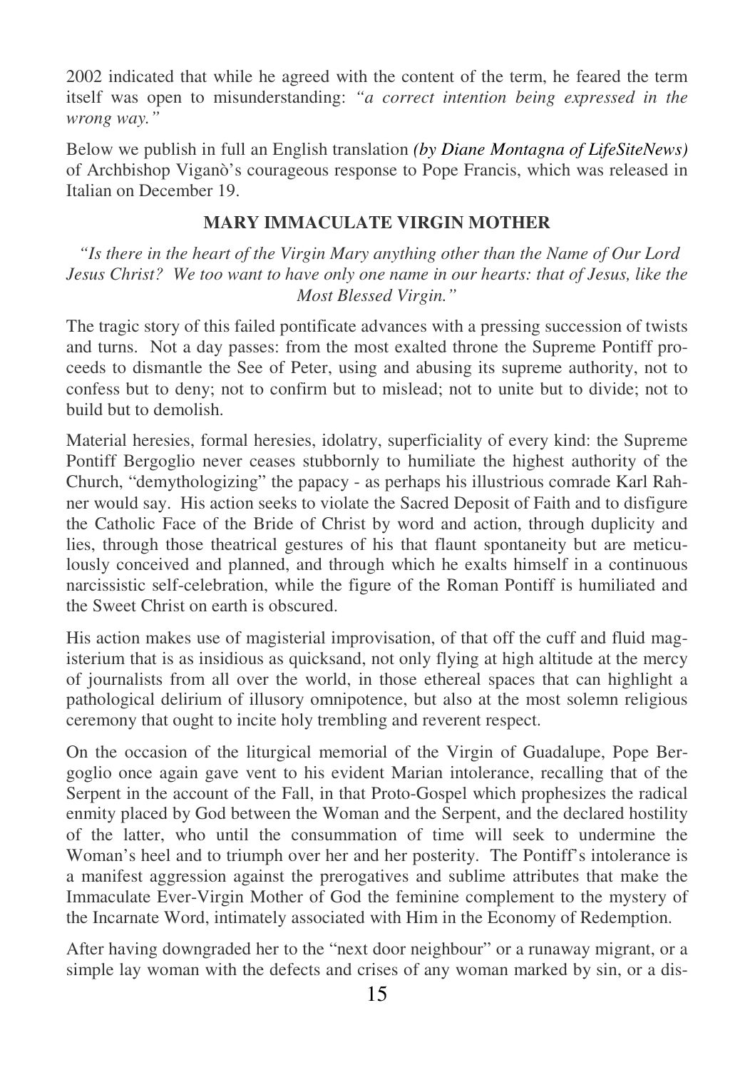2002 indicated that while he agreed with the content of the term, he feared the term itself was open to misunderstanding: *"a correct intention being expressed in the wrong way."*

Below we publish in full an English translation *(by Diane Montagna of LifeSiteNews)* of Archbishop Viganò's courageous response to Pope Francis, which was released in Italian on December 19.

## MARY IMMACULATE VIRGIN MOTHER

*"Is there in the heart of the Virgin Mary anything other than the Name of Our Lord Jesus Christ? We too want to have only one name in our hearts: that of Jesus, like the Most Blessed Virgin."*

The tragic story of this failed pontificate advances with a pressing succession of twists and turns. Not a day passes: from the most exalted throne the Supreme Pontiff proceeds to dismantle the See of Peter, using and abusing its supreme authority, not to confess but to deny; not to confirm but to mislead; not to unite but to divide; not to build but to demolish.

Material heresies, formal heresies, idolatry, superficiality of every kind: the Supreme Pontiff Bergoglio never ceases stubbornly to humiliate the highest authority of the Church, "demythologizing" the papacy - as perhaps his illustrious comrade Karl Rahner would say. His action seeks to violate the Sacred Deposit of Faith and to disfigure the Catholic Face of the Bride of Christ by word and action, through duplicity and lies, through those theatrical gestures of his that flaunt spontaneity but are meticulously conceived and planned, and through which he exalts himself in a continuous narcissistic self-celebration, while the figure of the Roman Pontiff is humiliated and the Sweet Christ on earth is obscured.

His action makes use of magisterial improvisation, of that off the cuff and fluid magisterium that is as insidious as quicksand, not only flying at high altitude at the mercy of journalists from all over the world, in those ethereal spaces that can highlight a pathological delirium of illusory omnipotence, but also at the most solemn religious ceremony that ought to incite holy trembling and reverent respect.

On the occasion of the liturgical memorial of the Virgin of Guadalupe, Pope Bergoglio once again gave vent to his evident Marian intolerance, recalling that of the Serpent in the account of the Fall, in that Proto-Gospel which prophesizes the radical enmity placed by God between the Woman and the Serpent, and the declared hostility of the latter, who until the consummation of time will seek to undermine the Woman's heel and to triumph over her and her posterity. The Pontiff's intolerance is a manifest aggression against the prerogatives and sublime attributes that make the Immaculate Ever-Virgin Mother of God the feminine complement to the mystery of the Incarnate Word, intimately associated with Him in the Economy of Redemption.

After having downgraded her to the "next door neighbour" or a runaway migrant, or a simple lay woman with the defects and crises of any woman marked by sin, or a dis-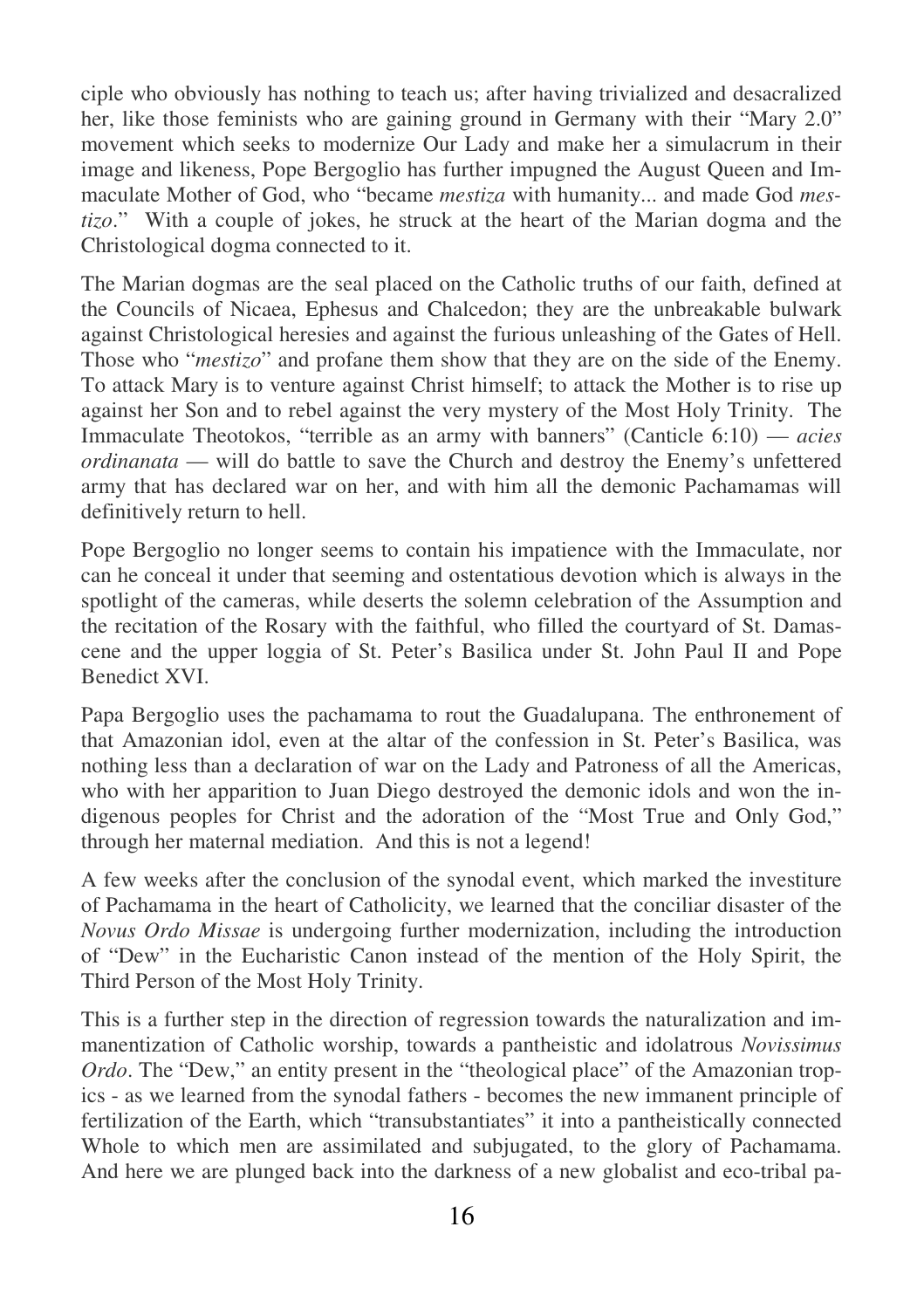ciple who obviously has nothing to teach us; after having trivialized and desacralized her, like those feminists who are gaining ground in Germany with their "Mary 2.0" movement which seeks to modernize Our Lady and make her a simulacrum in their image and likeness, Pope Bergoglio has further impugned the August Queen and Immaculate Mother of God, who "became *mestiza* with humanity... and made God *mestizo*." With a couple of jokes, he struck at the heart of the Marian dogma and the Christological dogma connected to it.

The Marian dogmas are the seal placed on the Catholic truths of our faith, defined at the Councils of Nicaea, Ephesus and Chalcedon; they are the unbreakable bulwark against Christological heresies and against the furious unleashing of the Gates of Hell. Those who "*mestizo*" and profane them show that they are on the side of the Enemy. To attack Mary is to venture against Christ himself; to attack the Mother is to rise up against her Son and to rebel against the very mystery of the Most Holy Trinity. The Immaculate Theotokos, "terrible as an army with banners" (Canticle 6:10) — *acies ordinanata* — will do battle to save the Church and destroy the Enemy's unfettered army that has declared war on her, and with him all the demonic Pachamamas will definitively return to hell.

Pope Bergoglio no longer seems to contain his impatience with the Immaculate, nor can he conceal it under that seeming and ostentatious devotion which is always in the spotlight of the cameras, while deserts the solemn celebration of the Assumption and the recitation of the Rosary with the faithful, who filled the courtyard of St. Damascene and the upper loggia of St. Peter's Basilica under St. John Paul II and Pope Benedict XVI.

Papa Bergoglio uses the pachamama to rout the Guadalupana. The enthronement of that Amazonian idol, even at the altar of the confession in St. Peter's Basilica, was nothing less than a declaration of war on the Lady and Patroness of all the Americas, who with her apparition to Juan Diego destroyed the demonic idols and won the indigenous peoples for Christ and the adoration of the "Most True and Only God," through her maternal mediation. And this is not a legend!

A few weeks after the conclusion of the synodal event, which marked the investiture of Pachamama in the heart of Catholicity, we learned that the conciliar disaster of the *Novus Ordo Missae* is undergoing further modernization, including the introduction of "Dew" in the Eucharistic Canon instead of the mention of the Holy Spirit, the Third Person of the Most Holy Trinity.

This is a further step in the direction of regression towards the naturalization and immanentization of Catholic worship, towards a pantheistic and idolatrous *Novissimus Ordo*. The "Dew," an entity present in the "theological place" of the Amazonian tropics - as we learned from the synodal fathers - becomes the new immanent principle of fertilization of the Earth, which "transubstantiates" it into a pantheistically connected Whole to which men are assimilated and subjugated, to the glory of Pachamama. And here we are plunged back into the darkness of a new globalist and eco-tribal pa-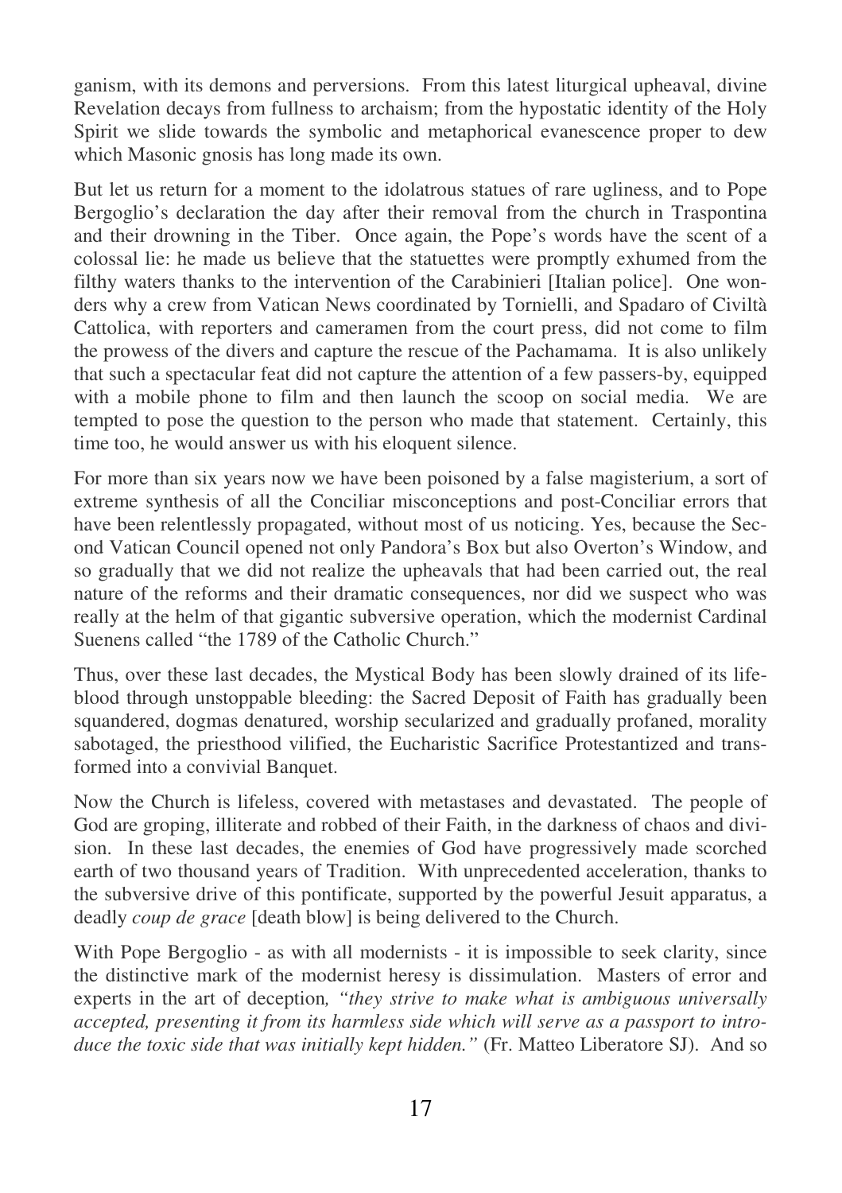ganism, with its demons and perversions. From this latest liturgical upheaval, divine Revelation decays from fullness to archaism; from the hypostatic identity of the Holy Spirit we slide towards the symbolic and metaphorical evanescence proper to dew which Masonic gnosis has long made its own.

But let us return for a moment to the idolatrous statues of rare ugliness, and to Pope Bergoglio's declaration the day after their removal from the church in Traspontina and their drowning in the Tiber. Once again, the Pope's words have the scent of a colossal lie: he made us believe that the statuettes were promptly exhumed from the filthy waters thanks to the intervention of the Carabinieri [Italian police]. One wonders why a crew from Vatican News coordinated by Tornielli, and Spadaro of Civiltà Cattolica, with reporters and cameramen from the court press, did not come to film the prowess of the divers and capture the rescue of the Pachamama. It is also unlikely that such a spectacular feat did not capture the attention of a few passers-by, equipped with a mobile phone to film and then launch the scoop on social media. We are tempted to pose the question to the person who made that statement. Certainly, this time too, he would answer us with his eloquent silence.

For more than six years now we have been poisoned by a false magisterium, a sort of extreme synthesis of all the Conciliar misconceptions and post-Conciliar errors that have been relentlessly propagated, without most of us noticing. Yes, because the Second Vatican Council opened not only Pandora's Box but also Overton's Window, and so gradually that we did not realize the upheavals that had been carried out, the real nature of the reforms and their dramatic consequences, nor did we suspect who was really at the helm of that gigantic subversive operation, which the modernist Cardinal Suenens called "the 1789 of the Catholic Church."

Thus, over these last decades, the Mystical Body has been slowly drained of its lifeblood through unstoppable bleeding: the Sacred Deposit of Faith has gradually been squandered, dogmas denatured, worship secularized and gradually profaned, morality sabotaged, the priesthood vilified, the Eucharistic Sacrifice Protestantized and transformed into a convivial Banquet.

Now the Church is lifeless, covered with metastases and devastated. The people of God are groping, illiterate and robbed of their Faith, in the darkness of chaos and division. In these last decades, the enemies of God have progressively made scorched earth of two thousand years of Tradition. With unprecedented acceleration, thanks to the subversive drive of this pontificate, supported by the powerful Jesuit apparatus, a deadly *coup de grace* [death blow] is being delivered to the Church.

With Pope Bergoglio - as with all modernists - it is impossible to seek clarity, since the distinctive mark of the modernist heresy is dissimulation. Masters of error and experts in the art of deception, *"they strive to make what is ambiguous universally accepted, presenting it from its harmless side which will serve as a passport to introduce the toxic side that was initially kept hidden."* (Fr. Matteo Liberatore SJ). And so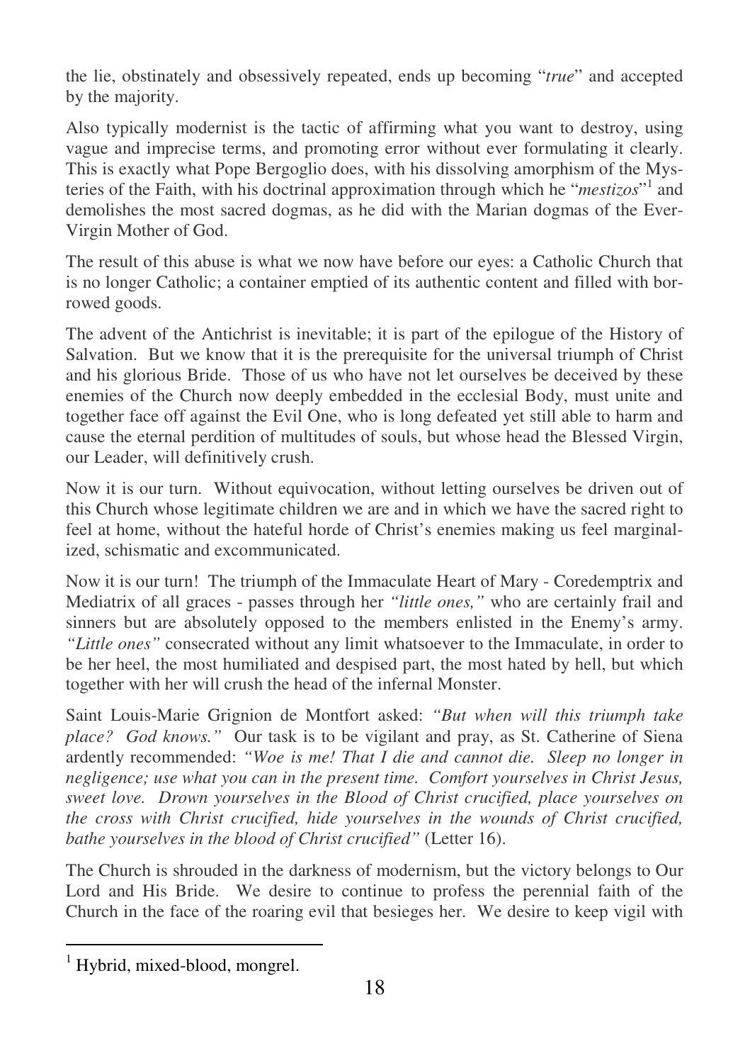the lie, obstinately and obsessively repeated, ends up becoming "*true*" and accepted by the majority.

Also typically modernist is the tactic of affirming what you want to destroy, using vague and imprecise terms, and promoting error without ever formulating it clearly. This is exactly what Pope Bergoglio does, with his dissolving amorphism of the Mysteries of the Faith, with his doctrinal approximation through which he "*mestizos*"[1] and demolishes the most sacred dogmas, as he did with the Marian dogmas of the Ever-Virgin Mother of God.

The result of this abuse is what we now have before our eyes: a Catholic Church that is no longer Catholic; a container emptied of its authentic content and filled with borrowed goods.

The advent of the Antichrist is inevitable; it is part of the epilogue of the History of Salvation. But we know that it is the prerequisite for the universal triumph of Christ and his glorious Bride. Those of us who have not let ourselves be deceived by these enemies of the Church now deeply embedded in the ecclesial Body, must unite and together face off against the Evil One, who is long defeated yet still able to harm and cause the eternal perdition of multitudes of souls, but whose head the Blessed Virgin, our Leader, will definitively crush.

Now it is our turn. Without equivocation, without letting ourselves be driven out of this Church whose legitimate children we are and in which we have the sacred right to feel at home, without the hateful horde of Christ's enemies making us feel marginalized, schismatic and excommunicated.

Now it is our turn! The triumph of the Immaculate Heart of Mary - Coredemptrix and Mediatrix of all graces - passes through her *"little ones,"* who are certainly frail and sinners but are absolutely opposed to the members enlisted in the Enemy's army. *"Little ones"* consecrated without any limit whatsoever to the Immaculate, in order to be her heel, the most humiliated and despised part, the most hated by hell, but which together with her will crush the head of the infernal Monster.

Saint Louis-Marie Grignion de Montfort asked: *"But when will this triumph take place? God knows."* Our task is to be vigilant and pray, as St. Catherine of Siena ardently recommended: *"Woe is me! That I die and cannot die. Sleep no longer in negligence; use what you can in the present time. Comfort yourselves in Christ Jesus, sweet love. Drown yourselves in the Blood of Christ crucified, place yourselves on the cross with Christ crucified, hide yourselves in the wounds of Christ crucified, bathe yourselves in the blood of Christ crucified"* (Letter 16).

The Church is shrouded in the darkness of modernism, but the victory belongs to Our Lord and His Bride. We desire to continue to profess the perennial faith of the Church in the face of the roaring evil that besieges her. We desire to keep vigil with

---

[1] Hybrid, mixed-blood, mongrel.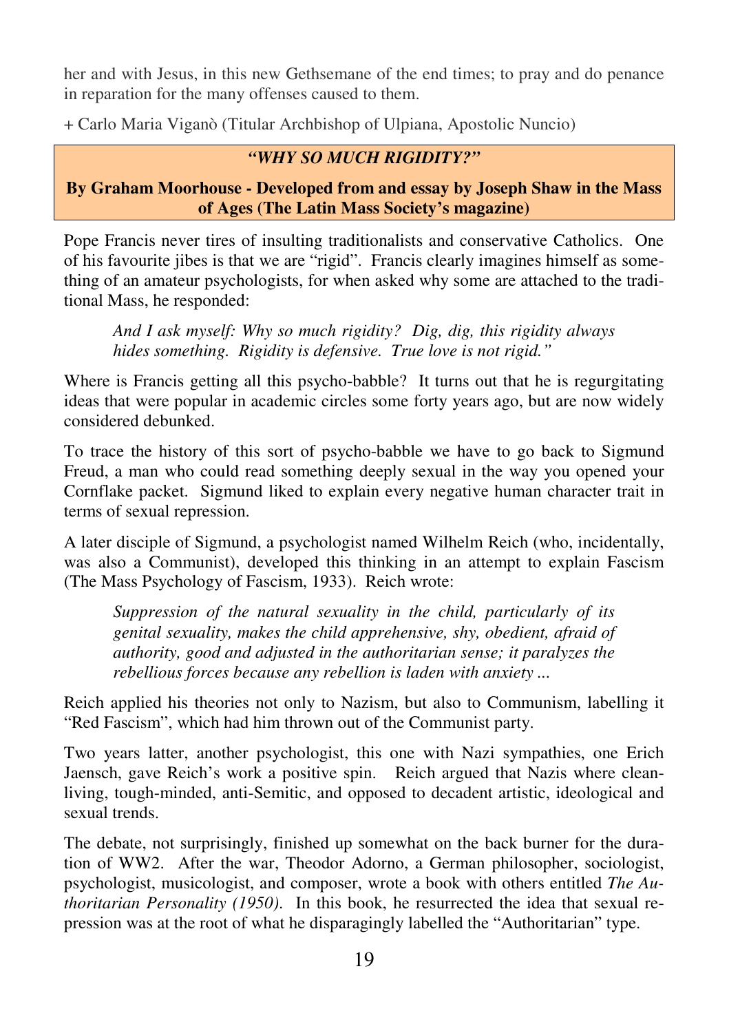her and with Jesus, in this new Gethsemane of the end times; to pray and do penance in reparation for the many offenses caused to them.

+ Carlo Maria Viganò (Titular Archbishop of Ulpiana, Apostolic Nuncio)

## *"WHY SO MUCH RIGIDITY?"*

**By Graham Moorhouse - Developed from and essay by Joseph Shaw in the Mass of Ages (The Latin Mass Society's magazine)**

Pope Francis never tires of insulting traditionalists and conservative Catholics. One of his favourite jibes is that we are "rigid". Francis clearly imagines himself as something of an amateur psychologists, for when asked why some are attached to the traditional Mass, he responded:

> *And I ask myself: Why so much rigidity? Dig, dig, this rigidity always hides something. Rigidity is defensive. True love is not rigid."*

Where is Francis getting all this psycho-babble? It turns out that he is regurgitating ideas that were popular in academic circles some forty years ago, but are now widely considered debunked.

To trace the history of this sort of psycho-babble we have to go back to Sigmund Freud, a man who could read something deeply sexual in the way you opened your Cornflake packet. Sigmund liked to explain every negative human character trait in terms of sexual repression.

A later disciple of Sigmund, a psychologist named Wilhelm Reich (who, incidentally, was also a Communist), developed this thinking in an attempt to explain Fascism (The Mass Psychology of Fascism, 1933). Reich wrote:

> *Suppression of the natural sexuality in the child, particularly of its genital sexuality, makes the child apprehensive, shy, obedient, afraid of authority, good and adjusted in the authoritarian sense; it paralyzes the rebellious forces because any rebellion is laden with anxiety ...*

Reich applied his theories not only to Nazism, but also to Communism, labelling it "Red Fascism", which had him thrown out of the Communist party.

Two years latter, another psychologist, this one with Nazi sympathies, one Erich Jaensch, gave Reich's work a positive spin. Reich argued that Nazis where clean-living, tough-minded, anti-Semitic, and opposed to decadent artistic, ideological and sexual trends.

The debate, not surprisingly, finished up somewhat on the back burner for the duration of WW2. After the war, Theodor Adorno, a German philosopher, sociologist, psychologist, musicologist, and composer, wrote a book with others entitled *The Authoritarian Personality (1950)*. In this book, he resurrected the idea that sexual repression was at the root of what he disparagingly labelled the "Authoritarian" type.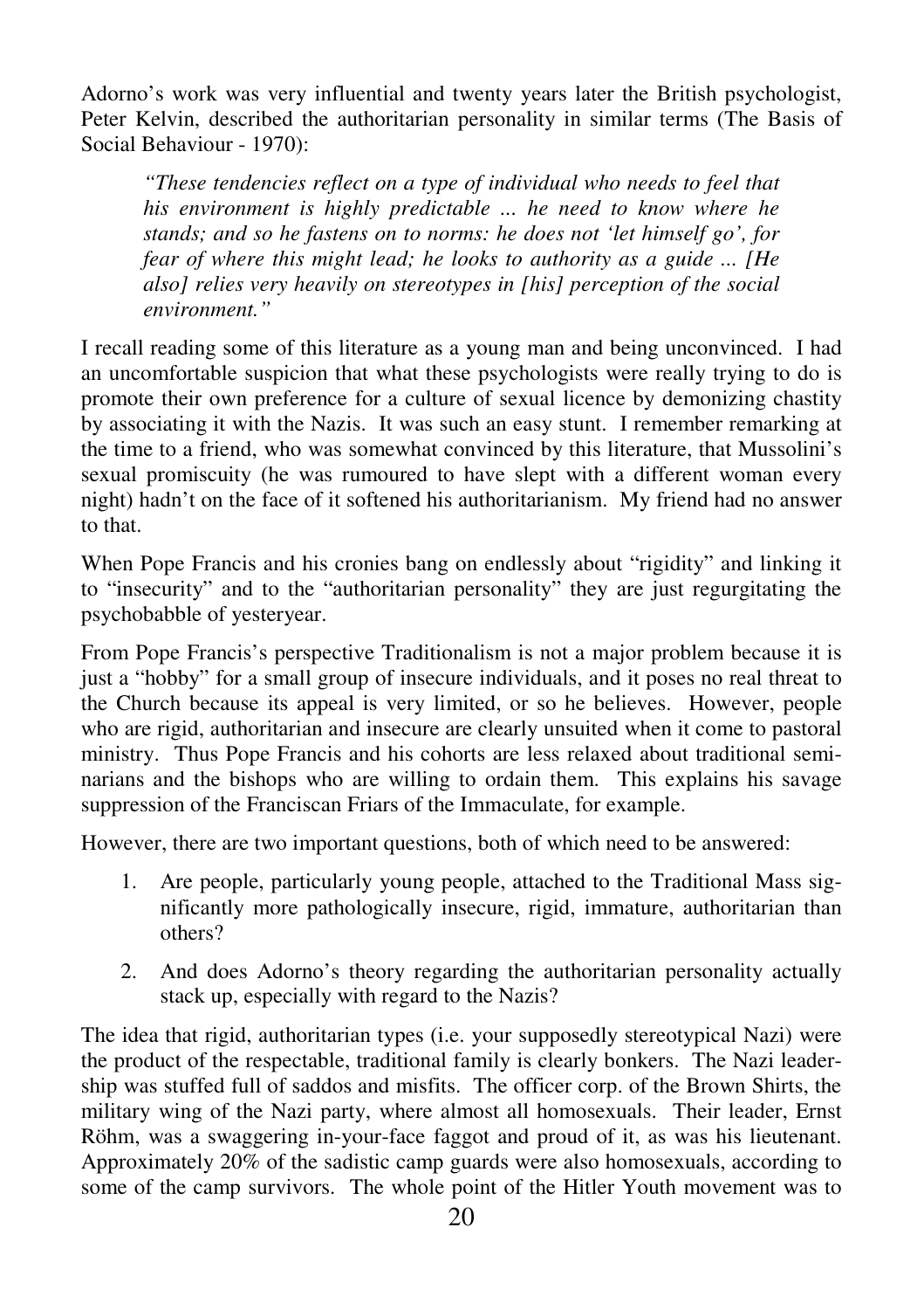Adorno's work was very influential and twenty years later the British psychologist, Peter Kelvin, described the authoritarian personality in similar terms (The Basis of Social Behaviour - 1970):

> *"These tendencies reflect on a type of individual who needs to feel that his environment is highly predictable ... he need to know where he stands; and so he fastens on to norms: he does not 'let himself go', for fear of where this might lead; he looks to authority as a guide ... [He also] relies very heavily on stereotypes in [his] perception of the social environment."*

I recall reading some of this literature as a young man and being unconvinced. I had an uncomfortable suspicion that what these psychologists were really trying to do is promote their own preference for a culture of sexual licence by demonizing chastity by associating it with the Nazis. It was such an easy stunt. I remember remarking at the time to a friend, who was somewhat convinced by this literature, that Mussolini's sexual promiscuity (he was rumoured to have slept with a different woman every night) hadn't on the face of it softened his authoritarianism. My friend had no answer to that.

When Pope Francis and his cronies bang on endlessly about "rigidity" and linking it to "insecurity" and to the "authoritarian personality" they are just regurgitating the psychobabble of yesteryear.

From Pope Francis's perspective Traditionalism is not a major problem because it is just a "hobby" for a small group of insecure individuals, and it poses no real threat to the Church because its appeal is very limited, or so he believes. However, people who are rigid, authoritarian and insecure are clearly unsuited when it come to pastoral ministry. Thus Pope Francis and his cohorts are less relaxed about traditional seminarians and the bishops who are willing to ordain them. This explains his savage suppression of the Franciscan Friars of the Immaculate, for example.

However, there are two important questions, both of which need to be answered:

1. Are people, particularly young people, attached to the Traditional Mass significantly more pathologically insecure, rigid, immature, authoritarian than others?
2. And does Adorno's theory regarding the authoritarian personality actually stack up, especially with regard to the Nazis?

The idea that rigid, authoritarian types (i.e. your supposedly stereotypical Nazi) were the product of the respectable, traditional family is clearly bonkers. The Nazi leadership was stuffed full of saddos and misfits. The officer corp. of the Brown Shirts, the military wing of the Nazi party, where almost all homosexuals. Their leader, Ernst Röhm, was a swaggering in-your-face faggot and proud of it, as was his lieutenant. Approximately 20% of the sadistic camp guards were also homosexuals, according to some of the camp survivors. The whole point of the Hitler Youth movement was to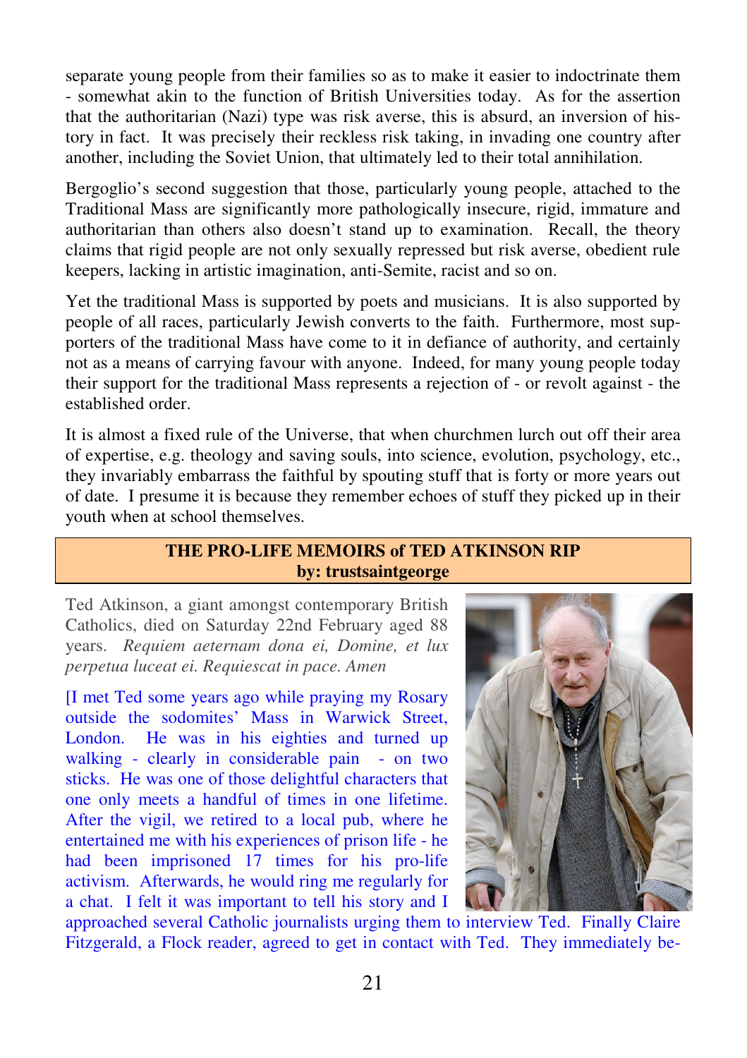separate young people from their families so as to make it easier to indoctrinate them - somewhat akin to the function of British Universities today. As for the assertion that the authoritarian (Nazi) type was risk averse, this is absurd, an inversion of history in fact. It was precisely their reckless risk taking, in invading one country after another, including the Soviet Union, that ultimately led to their total annihilation.

Bergoglio's second suggestion that those, particularly young people, attached to the Traditional Mass are significantly more pathologically insecure, rigid, immature and authoritarian than others also doesn't stand up to examination. Recall, the theory claims that rigid people are not only sexually repressed but risk averse, obedient rule keepers, lacking in artistic imagination, anti-Semite, racist and so on.

Yet the traditional Mass is supported by poets and musicians. It is also supported by people of all races, particularly Jewish converts to the faith. Furthermore, most supporters of the traditional Mass have come to it in defiance of authority, and certainly not as a means of carrying favour with anyone. Indeed, for many young people today their support for the traditional Mass represents a rejection of - or revolt against - the established order.

It is almost a fixed rule of the Universe, that when churchmen lurch out off their area of expertise, e.g. theology and saving souls, into science, evolution, psychology, etc., they invariably embarrass the faithful by spouting stuff that is forty or more years out of date. I presume it is because they remember echoes of stuff they picked up in their youth when at school themselves.

## THE PRO-LIFE MEMOIRS of TED ATKINSON RIP
**by: trustsaintgeorge**

Ted Atkinson, a giant amongst contemporary British Catholics, died on Saturday 22nd February aged 88 years. *Requiem aeternam dona ei, Domine, et lux perpetua luceat ei. Requiescat in pace. Amen*

[I met Ted some years ago while praying my Rosary outside the sodomites' Mass in Warwick Street, London. He was in his eighties and turned up walking - clearly in considerable pain - on two sticks. He was one of those delightful characters that one only meets a handful of times in one lifetime. After the vigil, we retired to a local pub, where he entertained me with his experiences of prison life - he had been imprisoned 17 times for his pro-life activism. Afterwards, he would ring me regularly for a chat. I felt it was important to tell his story and I approached several Catholic journalists urging them to interview Ted. Finally Claire Fitzgerald, a Flock reader, agreed to get in contact with Ted. They immediately be-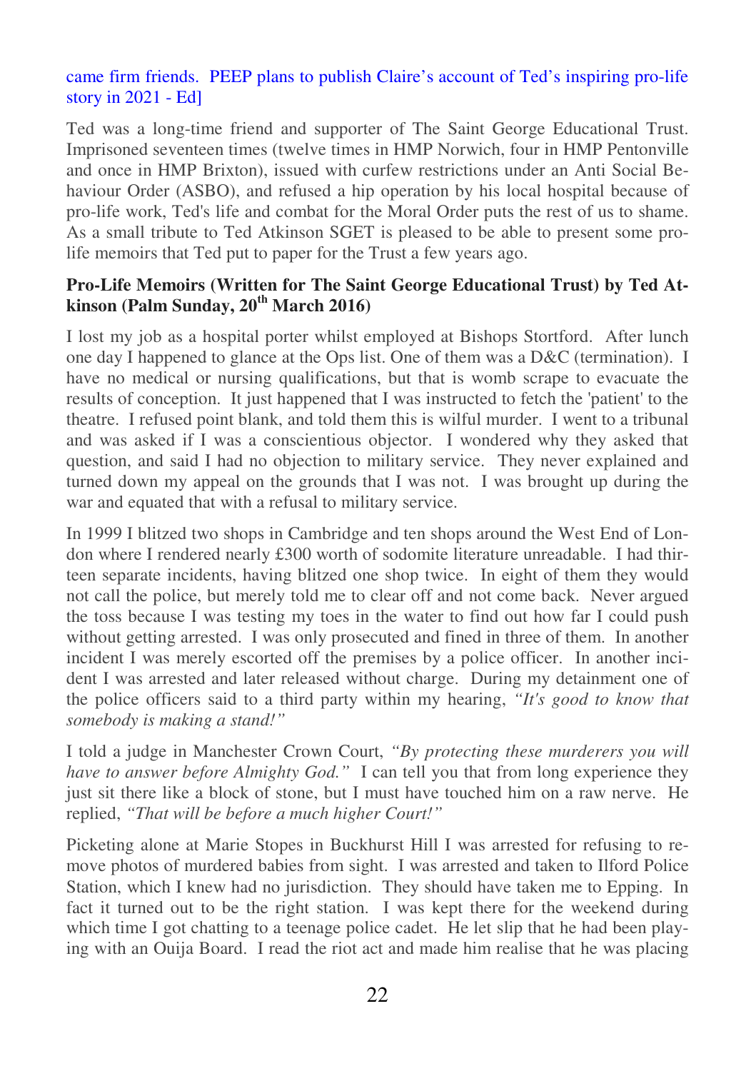came firm friends. PEEP plans to publish Claire's account of Ted's inspiring pro-life story in 2021 - Ed]

Ted was a long-time friend and supporter of The Saint George Educational Trust. Imprisoned seventeen times (twelve times in HMP Norwich, four in HMP Pentonville and once in HMP Brixton), issued with curfew restrictions under an Anti Social Behaviour Order (ASBO), and refused a hip operation by his local hospital because of pro-life work, Ted's life and combat for the Moral Order puts the rest of us to shame. As a small tribute to Ted Atkinson SGET is pleased to be able to present some pro-life memoirs that Ted put to paper for the Trust a few years ago.

**Pro-Life Memoirs (Written for The Saint George Educational Trust) by Ted Atkinson (Palm Sunday, 20th March 2016)**

I lost my job as a hospital porter whilst employed at Bishops Stortford. After lunch one day I happened to glance at the Ops list. One of them was a D&C (termination). I have no medical or nursing qualifications, but that is womb scrape to evacuate the results of conception. It just happened that I was instructed to fetch the 'patient' to the theatre. I refused point blank, and told them this is wilful murder. I went to a tribunal and was asked if I was a conscientious objector. I wondered why they asked that question, and said I had no objection to military service. They never explained and turned down my appeal on the grounds that I was not. I was brought up during the war and equated that with a refusal to military service.

In 1999 I blitzed two shops in Cambridge and ten shops around the West End of London where I rendered nearly £300 worth of sodomite literature unreadable. I had thirteen separate incidents, having blitzed one shop twice. In eight of them they would not call the police, but merely told me to clear off and not come back. Never argued the toss because I was testing my toes in the water to find out how far I could push without getting arrested. I was only prosecuted and fined in three of them. In another incident I was merely escorted off the premises by a police officer. In another incident I was arrested and later released without charge. During my detainment one of the police officers said to a third party within my hearing, *"It's good to know that somebody is making a stand!"*

I told a judge in Manchester Crown Court, *"By protecting these murderers you will have to answer before Almighty God."* I can tell you that from long experience they just sit there like a block of stone, but I must have touched him on a raw nerve. He replied, *"That will be before a much higher Court!"*

Picketing alone at Marie Stopes in Buckhurst Hill I was arrested for refusing to remove photos of murdered babies from sight. I was arrested and taken to Ilford Police Station, which I knew had no jurisdiction. They should have taken me to Epping. In fact it turned out to be the right station. I was kept there for the weekend during which time I got chatting to a teenage police cadet. He let slip that he had been playing with an Ouija Board. I read the riot act and made him realise that he was placing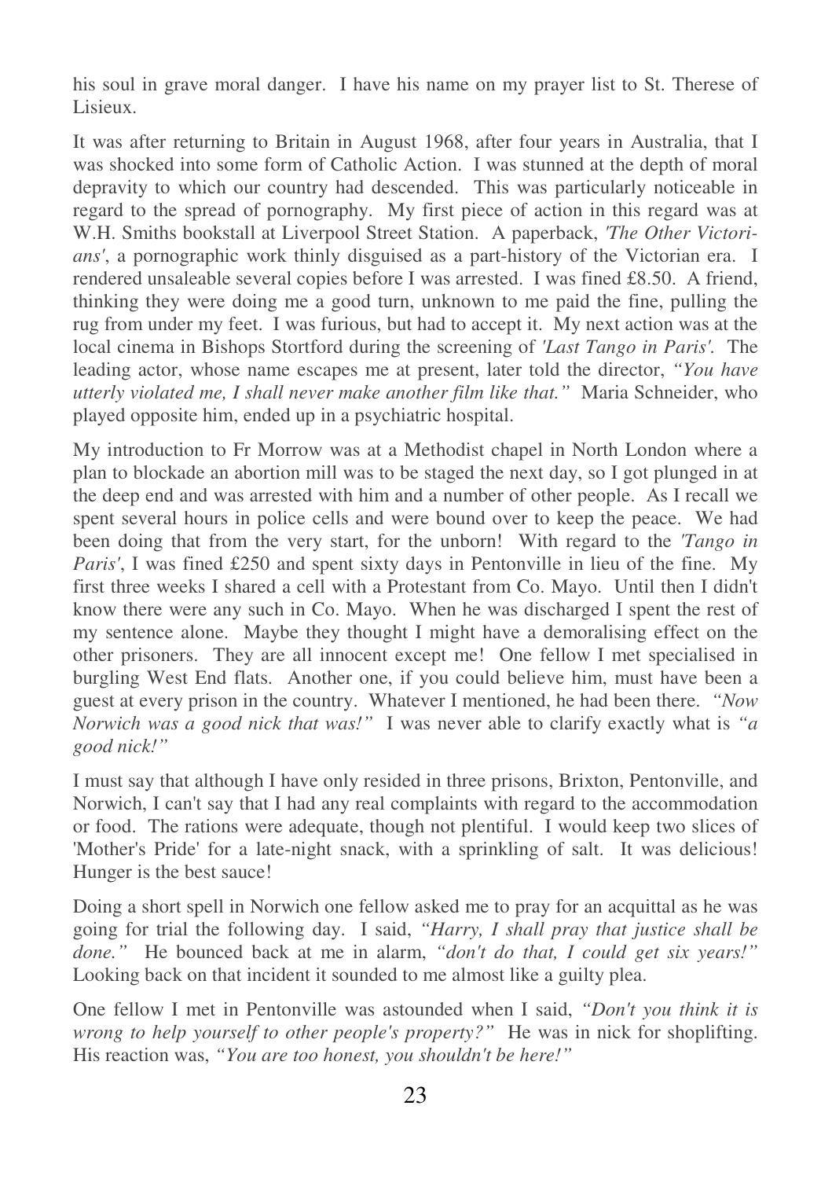his soul in grave moral danger. I have his name on my prayer list to St. Therese of Lisieux.

It was after returning to Britain in August 1968, after four years in Australia, that I was shocked into some form of Catholic Action. I was stunned at the depth of moral depravity to which our country had descended. This was particularly noticeable in regard to the spread of pornography. My first piece of action in this regard was at W.H. Smiths bookstall at Liverpool Street Station. A paperback, *'The Other Victorians'*, a pornographic work thinly disguised as a part-history of the Victorian era. I rendered unsaleable several copies before I was arrested. I was fined £8.50. A friend, thinking they were doing me a good turn, unknown to me paid the fine, pulling the rug from under my feet. I was furious, but had to accept it. My next action was at the local cinema in Bishops Stortford during the screening of *'Last Tango in Paris'*. The leading actor, whose name escapes me at present, later told the director, *"You have utterly violated me, I shall never make another film like that."* Maria Schneider, who played opposite him, ended up in a psychiatric hospital.

My introduction to Fr Morrow was at a Methodist chapel in North London where a plan to blockade an abortion mill was to be staged the next day, so I got plunged in at the deep end and was arrested with him and a number of other people. As I recall we spent several hours in police cells and were bound over to keep the peace. We had been doing that from the very start, for the unborn! With regard to the *'Tango in Paris'*, I was fined £250 and spent sixty days in Pentonville in lieu of the fine. My first three weeks I shared a cell with a Protestant from Co. Mayo. Until then I didn't know there were any such in Co. Mayo. When he was discharged I spent the rest of my sentence alone. Maybe they thought I might have a demoralising effect on the other prisoners. They are all innocent except me! One fellow I met specialised in burgling West End flats. Another one, if you could believe him, must have been a guest at every prison in the country. Whatever I mentioned, he had been there. *"Now Norwich was a good nick that was!"* I was never able to clarify exactly what is *"a good nick!"*

I must say that although I have only resided in three prisons, Brixton, Pentonville, and Norwich, I can't say that I had any real complaints with regard to the accommodation or food. The rations were adequate, though not plentiful. I would keep two slices of 'Mother's Pride' for a late-night snack, with a sprinkling of salt. It was delicious! Hunger is the best sauce!

Doing a short spell in Norwich one fellow asked me to pray for an acquittal as he was going for trial the following day. I said, *"Harry, I shall pray that justice shall be done."* He bounced back at me in alarm, *"don't do that, I could get six years!"* Looking back on that incident it sounded to me almost like a guilty plea.

One fellow I met in Pentonville was astounded when I said, *"Don't you think it is wrong to help yourself to other people's property?"* He was in nick for shoplifting. His reaction was, *"You are too honest, you shouldn't be here!"*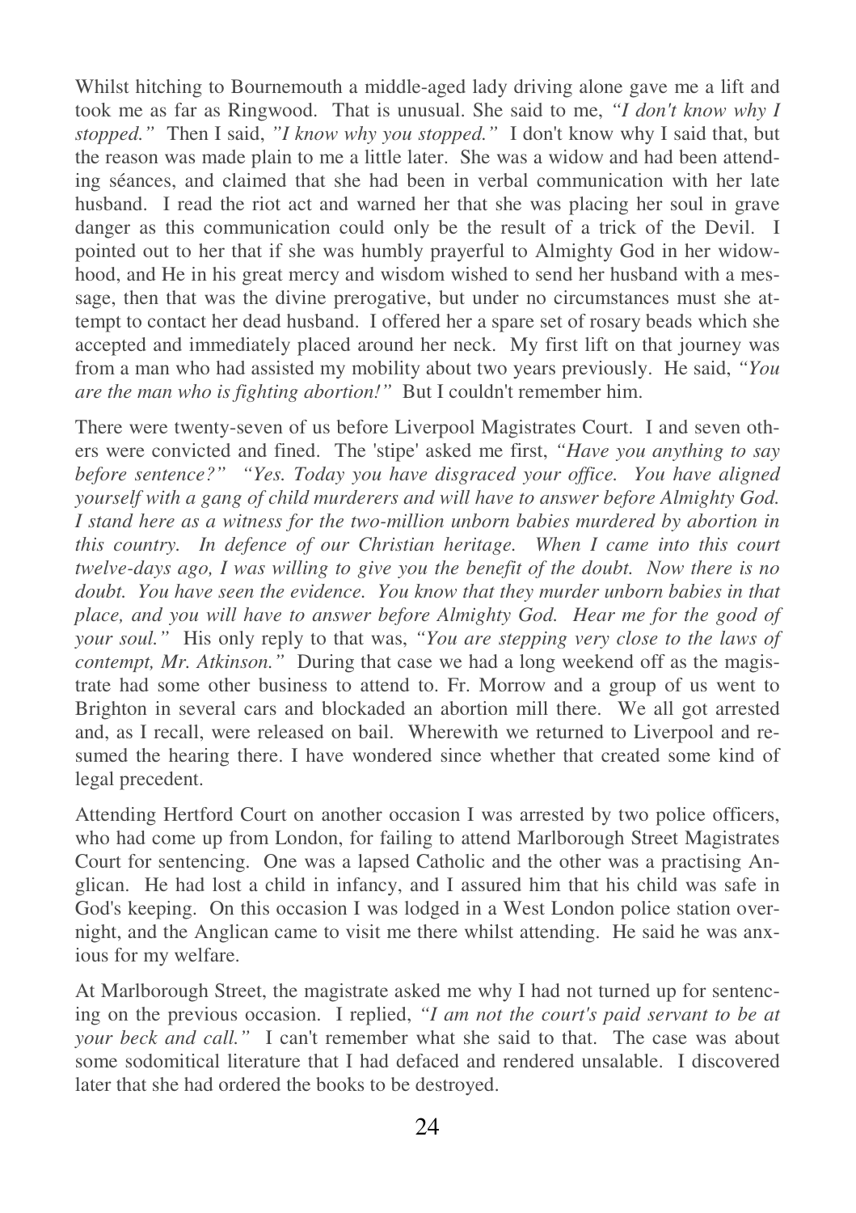Whilst hitching to Bournemouth a middle-aged lady driving alone gave me a lift and took me as far as Ringwood. That is unusual. She said to me, *"I don't know why I stopped."* Then I said, *"I know why you stopped."* I don't know why I said that, but the reason was made plain to me a little later. She was a widow and had been attending séances, and claimed that she had been in verbal communication with her late husband. I read the riot act and warned her that she was placing her soul in grave danger as this communication could only be the result of a trick of the Devil. I pointed out to her that if she was humbly prayerful to Almighty God in her widowhood, and He in his great mercy and wisdom wished to send her husband with a message, then that was the divine prerogative, but under no circumstances must she attempt to contact her dead husband. I offered her a spare set of rosary beads which she accepted and immediately placed around her neck. My first lift on that journey was from a man who had assisted my mobility about two years previously. He said, *"You are the man who is fighting abortion!"* But I couldn't remember him.

There were twenty-seven of us before Liverpool Magistrates Court. I and seven others were convicted and fined. The 'stipe' asked me first, *"Have you anything to say before sentence?" "Yes. Today you have disgraced your office. You have aligned yourself with a gang of child murderers and will have to answer before Almighty God. I stand here as a witness for the two-million unborn babies murdered by abortion in this country. In defence of our Christian heritage. When I came into this court twelve-days ago, I was willing to give you the benefit of the doubt. Now there is no doubt. You have seen the evidence. You know that they murder unborn babies in that place, and you will have to answer before Almighty God. Hear me for the good of your soul."* His only reply to that was, *"You are stepping very close to the laws of contempt, Mr. Atkinson."* During that case we had a long weekend off as the magistrate had some other business to attend to. Fr. Morrow and a group of us went to Brighton in several cars and blockaded an abortion mill there. We all got arrested and, as I recall, were released on bail. Wherewith we returned to Liverpool and resumed the hearing there. I have wondered since whether that created some kind of legal precedent.

Attending Hertford Court on another occasion I was arrested by two police officers, who had come up from London, for failing to attend Marlborough Street Magistrates Court for sentencing. One was a lapsed Catholic and the other was a practising Anglican. He had lost a child in infancy, and I assured him that his child was safe in God's keeping. On this occasion I was lodged in a West London police station overnight, and the Anglican came to visit me there whilst attending. He said he was anxious for my welfare.

At Marlborough Street, the magistrate asked me why I had not turned up for sentencing on the previous occasion. I replied, *"I am not the court's paid servant to be at your beck and call."* I can't remember what she said to that. The case was about some sodomitical literature that I had defaced and rendered unsalable. I discovered later that she had ordered the books to be destroyed.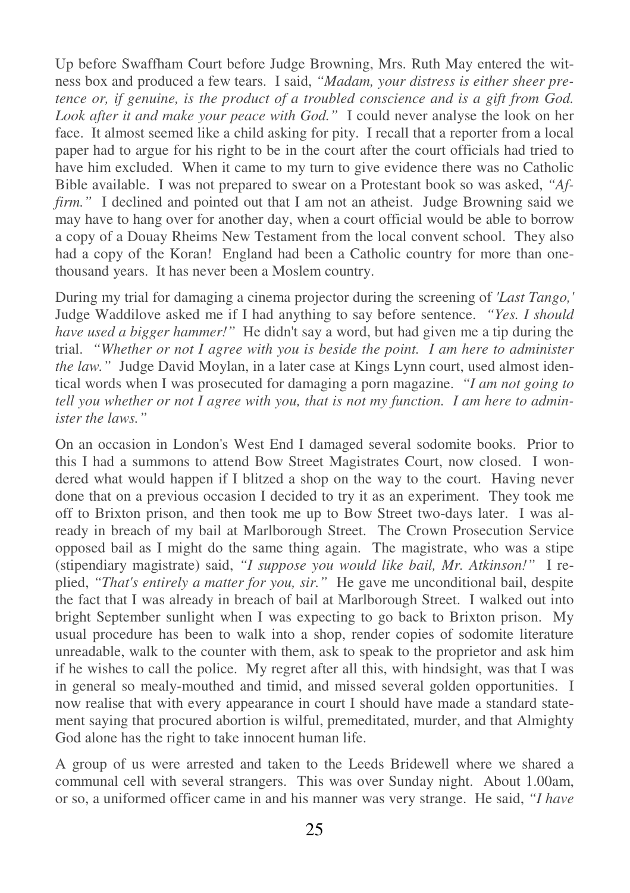Up before Swaffham Court before Judge Browning, Mrs. Ruth May entered the witness box and produced a few tears. I said, *"Madam, your distress is either sheer pretence or, if genuine, is the product of a troubled conscience and is a gift from God. Look after it and make your peace with God."* I could never analyse the look on her face. It almost seemed like a child asking for pity. I recall that a reporter from a local paper had to argue for his right to be in the court after the court officials had tried to have him excluded. When it came to my turn to give evidence there was no Catholic Bible available. I was not prepared to swear on a Protestant book so was asked, *"Affirm."* I declined and pointed out that I am not an atheist. Judge Browning said we may have to hang over for another day, when a court official would be able to borrow a copy of a Douay Rheims New Testament from the local convent school. They also had a copy of the Koran! England had been a Catholic country for more than one-thousand years. It has never been a Moslem country.

During my trial for damaging a cinema projector during the screening of *'Last Tango,'* Judge Waddilove asked me if I had anything to say before sentence. *"Yes. I should have used a bigger hammer!"* He didn't say a word, but had given me a tip during the trial. *"Whether or not I agree with you is beside the point. I am here to administer the law."* Judge David Moylan, in a later case at Kings Lynn court, used almost identical words when I was prosecuted for damaging a porn magazine. *"I am not going to tell you whether or not I agree with you, that is not my function. I am here to administer the laws."*

On an occasion in London's West End I damaged several sodomite books. Prior to this I had a summons to attend Bow Street Magistrates Court, now closed. I wondered what would happen if I blitzed a shop on the way to the court. Having never done that on a previous occasion I decided to try it as an experiment. They took me off to Brixton prison, and then took me up to Bow Street two-days later. I was already in breach of my bail at Marlborough Street. The Crown Prosecution Service opposed bail as I might do the same thing again. The magistrate, who was a stipe (stipendiary magistrate) said, *"I suppose you would like bail, Mr. Atkinson!"* I replied, *"That's entirely a matter for you, sir."* He gave me unconditional bail, despite the fact that I was already in breach of bail at Marlborough Street. I walked out into bright September sunlight when I was expecting to go back to Brixton prison. My usual procedure has been to walk into a shop, render copies of sodomite literature unreadable, walk to the counter with them, ask to speak to the proprietor and ask him if he wishes to call the police. My regret after all this, with hindsight, was that I was in general so mealy-mouthed and timid, and missed several golden opportunities. I now realise that with every appearance in court I should have made a standard statement saying that procured abortion is wilful, premeditated, murder, and that Almighty God alone has the right to take innocent human life.

A group of us were arrested and taken to the Leeds Bridewell where we shared a communal cell with several strangers. This was over Sunday night. About 1.00am, or so, a uniformed officer came in and his manner was very strange. He said, *"I have*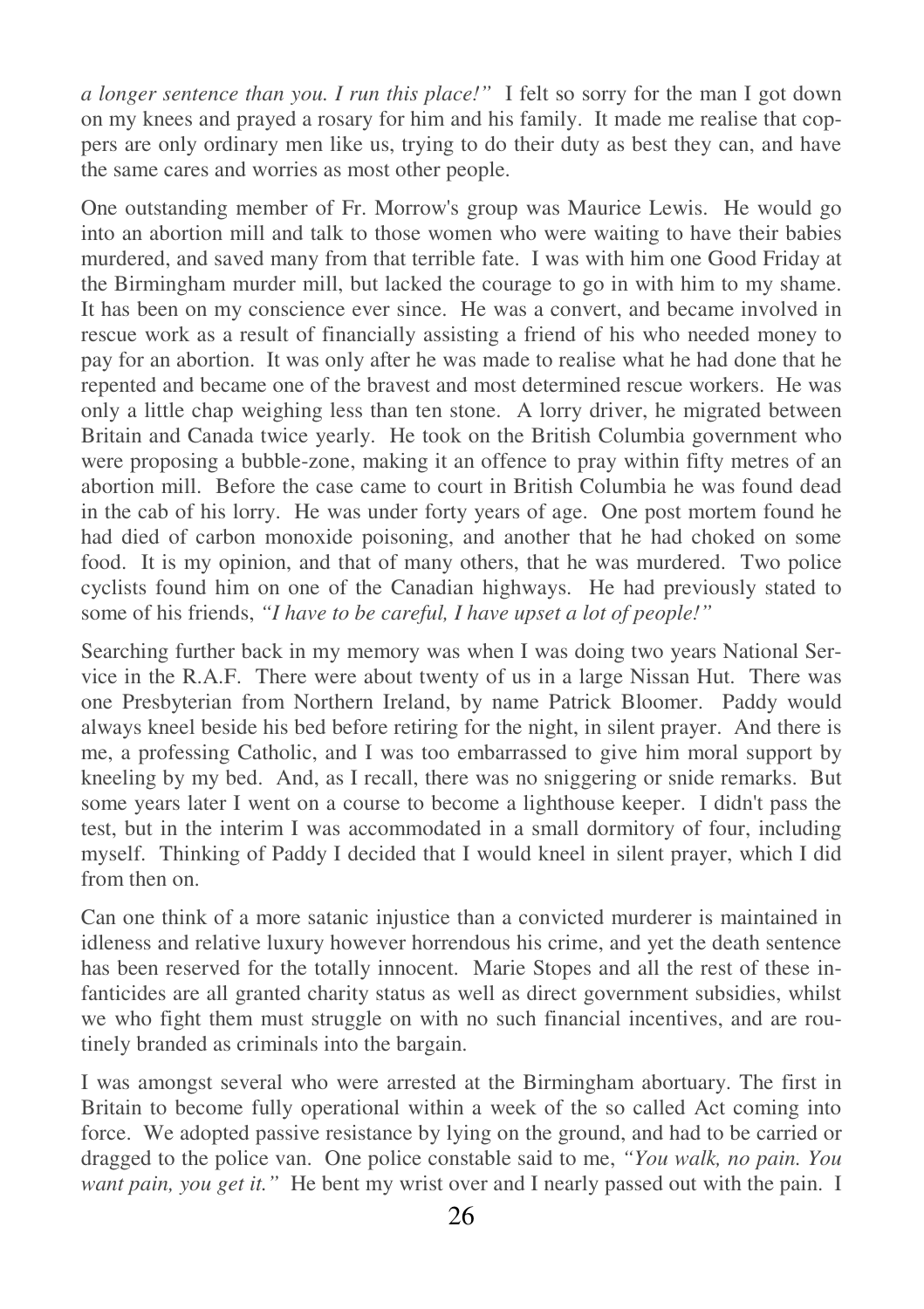*a longer sentence than you. I run this place!"* I felt so sorry for the man I got down on my knees and prayed a rosary for him and his family. It made me realise that coppers are only ordinary men like us, trying to do their duty as best they can, and have the same cares and worries as most other people.

One outstanding member of Fr. Morrow's group was Maurice Lewis. He would go into an abortion mill and talk to those women who were waiting to have their babies murdered, and saved many from that terrible fate. I was with him one Good Friday at the Birmingham murder mill, but lacked the courage to go in with him to my shame. It has been on my conscience ever since. He was a convert, and became involved in rescue work as a result of financially assisting a friend of his who needed money to pay for an abortion. It was only after he was made to realise what he had done that he repented and became one of the bravest and most determined rescue workers. He was only a little chap weighing less than ten stone. A lorry driver, he migrated between Britain and Canada twice yearly. He took on the British Columbia government who were proposing a bubble-zone, making it an offence to pray within fifty metres of an abortion mill. Before the case came to court in British Columbia he was found dead in the cab of his lorry. He was under forty years of age. One post mortem found he had died of carbon monoxide poisoning, and another that he had choked on some food. It is my opinion, and that of many others, that he was murdered. Two police cyclists found him on one of the Canadian highways. He had previously stated to some of his friends, *"I have to be careful, I have upset a lot of people!"*

Searching further back in my memory was when I was doing two years National Service in the R.A.F. There were about twenty of us in a large Nissan Hut. There was one Presbyterian from Northern Ireland, by name Patrick Bloomer. Paddy would always kneel beside his bed before retiring for the night, in silent prayer. And there is me, a professing Catholic, and I was too embarrassed to give him moral support by kneeling by my bed. And, as I recall, there was no sniggering or snide remarks. But some years later I went on a course to become a lighthouse keeper. I didn't pass the test, but in the interim I was accommodated in a small dormitory of four, including myself. Thinking of Paddy I decided that I would kneel in silent prayer, which I did from then on.

Can one think of a more satanic injustice than a convicted murderer is maintained in idleness and relative luxury however horrendous his crime, and yet the death sentence has been reserved for the totally innocent. Marie Stopes and all the rest of these infanticides are all granted charity status as well as direct government subsidies, whilst we who fight them must struggle on with no such financial incentives, and are routinely branded as criminals into the bargain.

I was amongst several who were arrested at the Birmingham abortuary. The first in Britain to become fully operational within a week of the so called Act coming into force. We adopted passive resistance by lying on the ground, and had to be carried or dragged to the police van. One police constable said to me, *"You walk, no pain. You want pain, you get it."* He bent my wrist over and I nearly passed out with the pain. I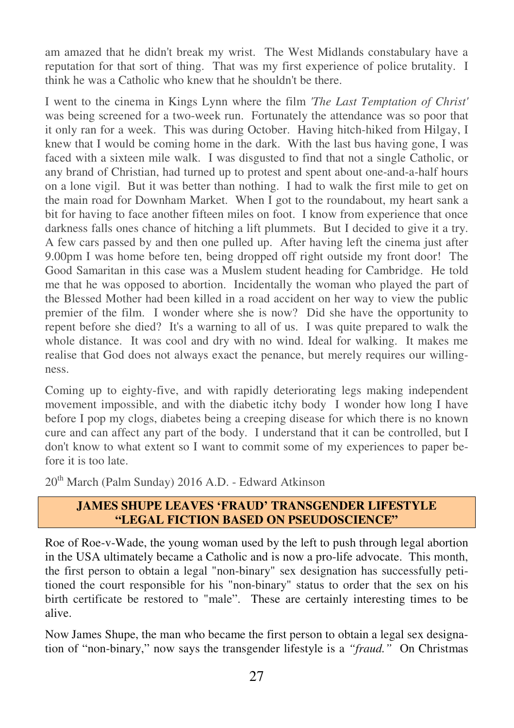am amazed that he didn't break my wrist. The West Midlands constabulary have a reputation for that sort of thing. That was my first experience of police brutality. I think he was a Catholic who knew that he shouldn't be there.

I went to the cinema in Kings Lynn where the film *'The Last Temptation of Christ'* was being screened for a two-week run. Fortunately the attendance was so poor that it only ran for a week. This was during October. Having hitch-hiked from Hilgay, I knew that I would be coming home in the dark. With the last bus having gone, I was faced with a sixteen mile walk. I was disgusted to find that not a single Catholic, or any brand of Christian, had turned up to protest and spent about one-and-a-half hours on a lone vigil. But it was better than nothing. I had to walk the first mile to get on the main road for Downham Market. When I got to the roundabout, my heart sank a bit for having to face another fifteen miles on foot. I know from experience that once darkness falls ones chance of hitching a lift plummets. But I decided to give it a try. A few cars passed by and then one pulled up. After having left the cinema just after 9.00pm I was home before ten, being dropped off right outside my front door! The Good Samaritan in this case was a Muslem student heading for Cambridge. He told me that he was opposed to abortion. Incidentally the woman who played the part of the Blessed Mother had been killed in a road accident on her way to view the public premier of the film. I wonder where she is now? Did she have the opportunity to repent before she died? It's a warning to all of us. I was quite prepared to walk the whole distance. It was cool and dry with no wind. Ideal for walking. It makes me realise that God does not always exact the penance, but merely requires our willingness.

Coming up to eighty-five, and with rapidly deteriorating legs making independent movement impossible, and with the diabetic itchy body I wonder how long I have before I pop my clogs, diabetes being a creeping disease for which there is no known cure and can affect any part of the body. I understand that it can be controlled, but I don't know to what extent so I want to commit some of my experiences to paper before it is too late.

20th March (Palm Sunday) 2016 A.D. - Edward Atkinson

## JAMES SHUPE LEAVES 'FRAUD' TRANSGENDER LIFESTYLE "LEGAL FICTION BASED ON PSEUDOSCIENCE"

Roe of Roe-v-Wade, the young woman used by the left to push through legal abortion in the USA ultimately became a Catholic and is now a pro-life advocate. This month, the first person to obtain a legal "non-binary" sex designation has successfully petitioned the court responsible for his "non-binary" status to order that the sex on his birth certificate be restored to "male". These are certainly interesting times to be alive.

Now James Shupe, the man who became the first person to obtain a legal sex designation of "non-binary," now says the transgender lifestyle is a *"fraud."* On Christmas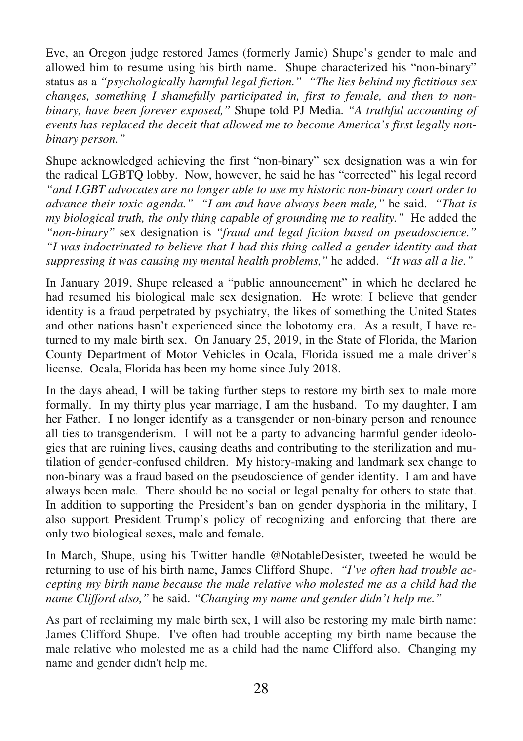Eve, an Oregon judge restored James (formerly Jamie) Shupe's gender to male and allowed him to resume using his birth name. Shupe characterized his "non-binary" status as a *"psychologically harmful legal fiction." "The lies behind my fictitious sex changes, something I shamefully participated in, first to female, and then to non-binary, have been forever exposed,"* Shupe told PJ Media. *"A truthful accounting of events has replaced the deceit that allowed me to become America's first legally non-binary person."*

Shupe acknowledged achieving the first "non-binary" sex designation was a win for the radical LGBTQ lobby. Now, however, he said he has "corrected" his legal record *"and LGBT advocates are no longer able to use my historic non-binary court order to advance their toxic agenda." "I am and have always been male,"* he said. *"That is my biological truth, the only thing capable of grounding me to reality."* He added the *"non-binary"* sex designation is *"fraud and legal fiction based on pseudoscience." "I was indoctrinated to believe that I had this thing called a gender identity and that suppressing it was causing my mental health problems,"* he added. *"It was all a lie."*

In January 2019, Shupe released a "public announcement" in which he declared he had resumed his biological male sex designation. He wrote: I believe that gender identity is a fraud perpetrated by psychiatry, the likes of something the United States and other nations hasn't experienced since the lobotomy era. As a result, I have returned to my male birth sex. On January 25, 2019, in the State of Florida, the Marion County Department of Motor Vehicles in Ocala, Florida issued me a male driver's license. Ocala, Florida has been my home since July 2018.

In the days ahead, I will be taking further steps to restore my birth sex to male more formally. In my thirty plus year marriage, I am the husband. To my daughter, I am her Father. I no longer identify as a transgender or non-binary person and renounce all ties to transgenderism. I will not be a party to advancing harmful gender ideologies that are ruining lives, causing deaths and contributing to the sterilization and mutilation of gender-confused children. My history-making and landmark sex change to non-binary was a fraud based on the pseudoscience of gender identity. I am and have always been male. There should be no social or legal penalty for others to state that. In addition to supporting the President's ban on gender dysphoria in the military, I also support President Trump's policy of recognizing and enforcing that there are only two biological sexes, male and female.

In March, Shupe, using his Twitter handle @NotableDesister, tweeted he would be returning to use of his birth name, James Clifford Shupe. *"I've often had trouble accepting my birth name because the male relative who molested me as a child had the name Clifford also,"* he said. *"Changing my name and gender didn't help me."*

As part of reclaiming my male birth sex, I will also be restoring my male birth name: James Clifford Shupe. I've often had trouble accepting my birth name because the male relative who molested me as a child had the name Clifford also. Changing my name and gender didn't help me.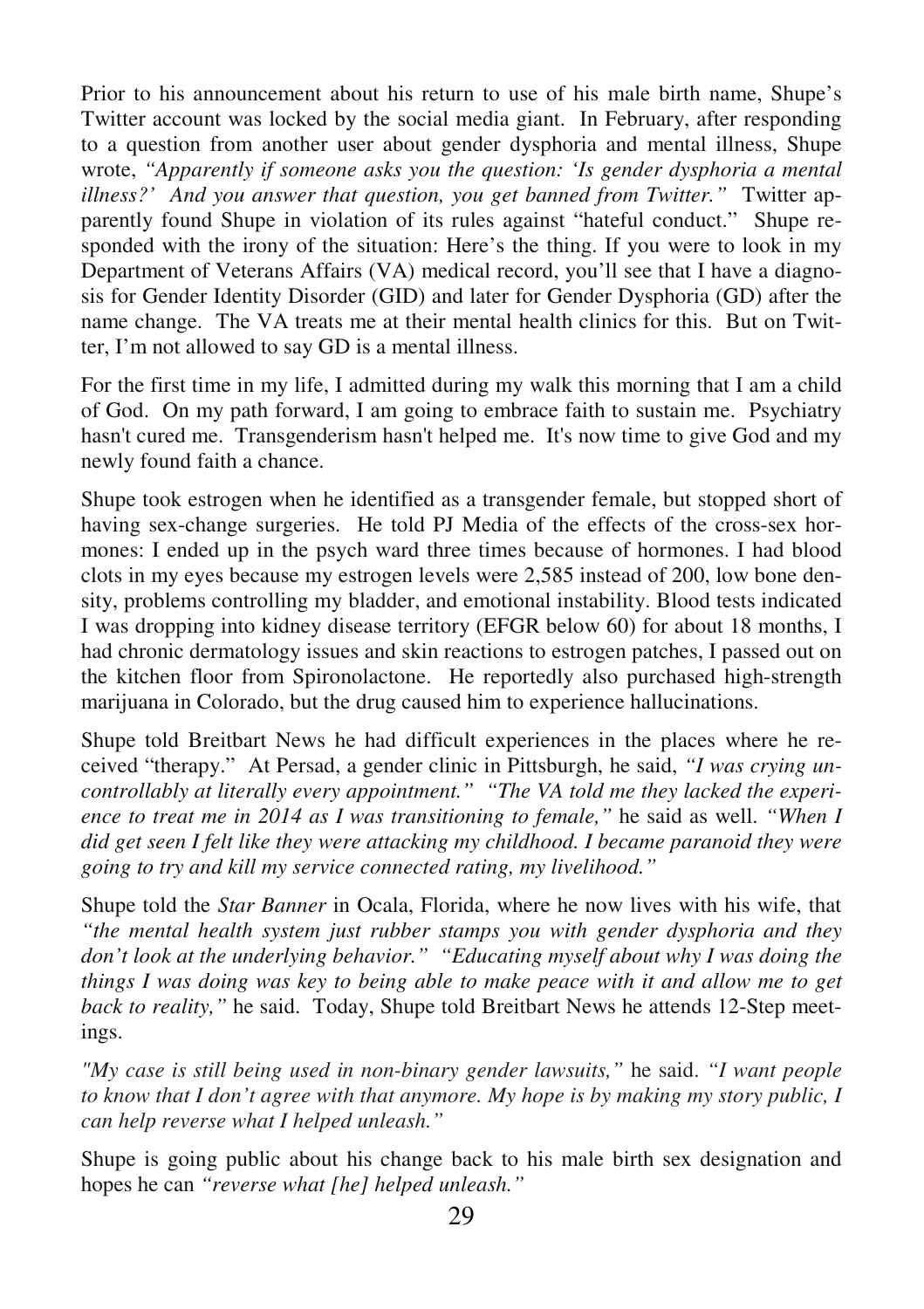Prior to his announcement about his return to use of his male birth name, Shupe's Twitter account was locked by the social media giant. In February, after responding to a question from another user about gender dysphoria and mental illness, Shupe wrote, *"Apparently if someone asks you the question: 'Is gender dysphoria a mental illness?' And you answer that question, you get banned from Twitter."* Twitter apparently found Shupe in violation of its rules against "hateful conduct." Shupe responded with the irony of the situation: Here's the thing. If you were to look in my Department of Veterans Affairs (VA) medical record, you'll see that I have a diagnosis for Gender Identity Disorder (GID) and later for Gender Dysphoria (GD) after the name change. The VA treats me at their mental health clinics for this. But on Twitter, I'm not allowed to say GD is a mental illness.

For the first time in my life, I admitted during my walk this morning that I am a child of God. On my path forward, I am going to embrace faith to sustain me. Psychiatry hasn't cured me. Transgenderism hasn't helped me. It's now time to give God and my newly found faith a chance.

Shupe took estrogen when he identified as a transgender female, but stopped short of having sex-change surgeries. He told PJ Media of the effects of the cross-sex hormones: I ended up in the psych ward three times because of hormones. I had blood clots in my eyes because my estrogen levels were 2,585 instead of 200, low bone density, problems controlling my bladder, and emotional instability. Blood tests indicated I was dropping into kidney disease territory (EFGR below 60) for about 18 months, I had chronic dermatology issues and skin reactions to estrogen patches, I passed out on the kitchen floor from Spironolactone. He reportedly also purchased high-strength marijuana in Colorado, but the drug caused him to experience hallucinations.

Shupe told Breitbart News he had difficult experiences in the places where he received "therapy." At Persad, a gender clinic in Pittsburgh, he said, *"I was crying uncontrollably at literally every appointment." "The VA told me they lacked the experience to treat me in 2014 as I was transitioning to female,"* he said as well. *"When I did get seen I felt like they were attacking my childhood. I became paranoid they were going to try and kill my service connected rating, my livelihood."*

Shupe told the *Star Banner* in Ocala, Florida, where he now lives with his wife, that *"the mental health system just rubber stamps you with gender dysphoria and they don't look at the underlying behavior." "Educating myself about why I was doing the things I was doing was key to being able to make peace with it and allow me to get back to reality,"* he said. Today, Shupe told Breitbart News he attends 12-Step meetings.

*"My case is still being used in non-binary gender lawsuits,"* he said. *"I want people to know that I don't agree with that anymore. My hope is by making my story public, I can help reverse what I helped unleash."*

Shupe is going public about his change back to his male birth sex designation and hopes he can *"reverse what [he] helped unleash."*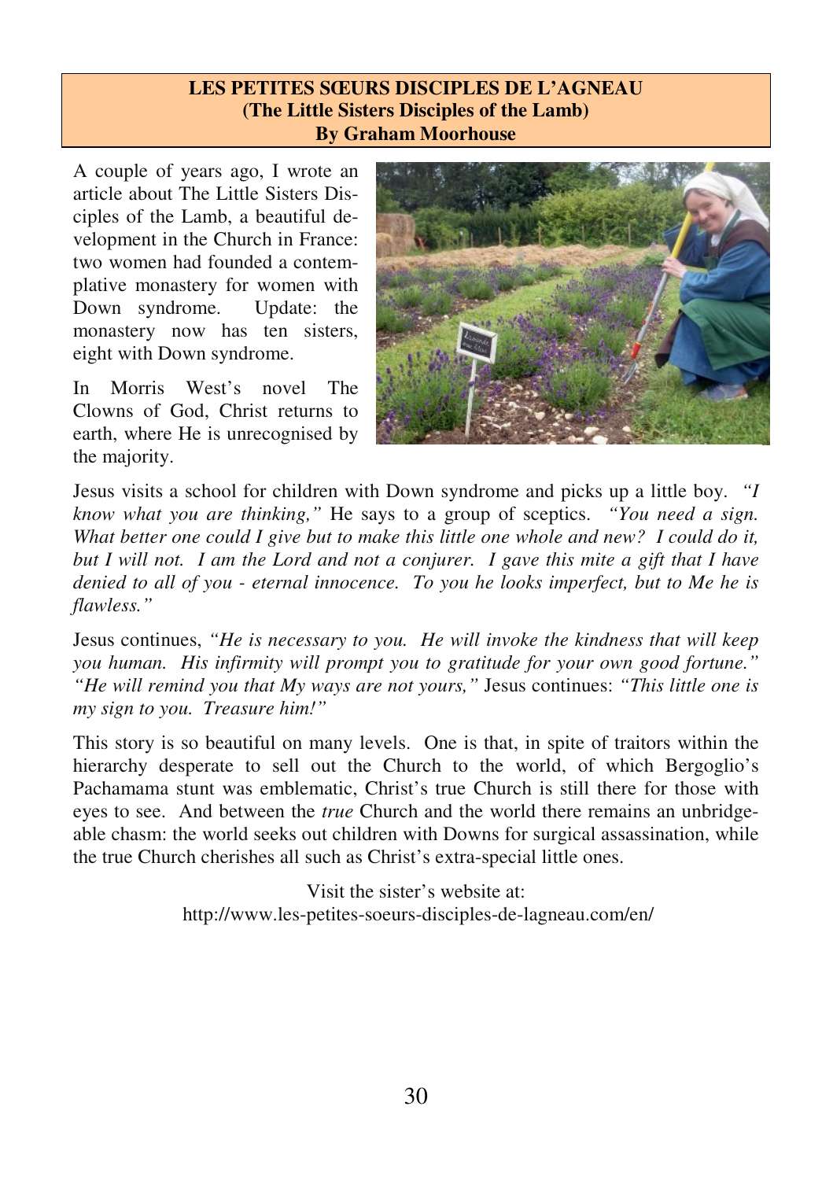**LES PETITES SŒURS DISCIPLES DE L'AGNEAU**
**(The Little Sisters Disciples of the Lamb)**
**By Graham Moorhouse**

A couple of years ago, I wrote an article about The Little Sisters Disciples of the Lamb, a beautiful development in the Church in France: two women had founded a contemplative monastery for women with Down syndrome. Update: the monastery now has ten sisters, eight with Down syndrome.

In Morris West's novel The Clowns of God, Christ returns to earth, where He is unrecognised by the majority.

Jesus visits a school for children with Down syndrome and picks up a little boy. *"I know what you are thinking,"* He says to a group of sceptics. *"You need a sign. What better one could I give but to make this little one whole and new? I could do it, but I will not. I am the Lord and not a conjurer. I gave this mite a gift that I have denied to all of you - eternal innocence. To you he looks imperfect, but to Me he is flawless."*

Jesus continues, *"He is necessary to you. He will invoke the kindness that will keep you human. His infirmity will prompt you to gratitude for your own good fortune." "He will remind you that My ways are not yours,"* Jesus continues: *"This little one is my sign to you. Treasure him!"*

This story is so beautiful on many levels. One is that, in spite of traitors within the hierarchy desperate to sell out the Church to the world, of which Bergoglio's Pachamama stunt was emblematic, Christ's true Church is still there for those with eyes to see. And between the *true* Church and the world there remains an unbridgeable chasm: the world seeks out children with Downs for surgical assassination, while the true Church cherishes all such as Christ's extra-special little ones.

Visit the sister's website at:
http://www.les-petites-soeurs-disciples-de-lagneau.com/en/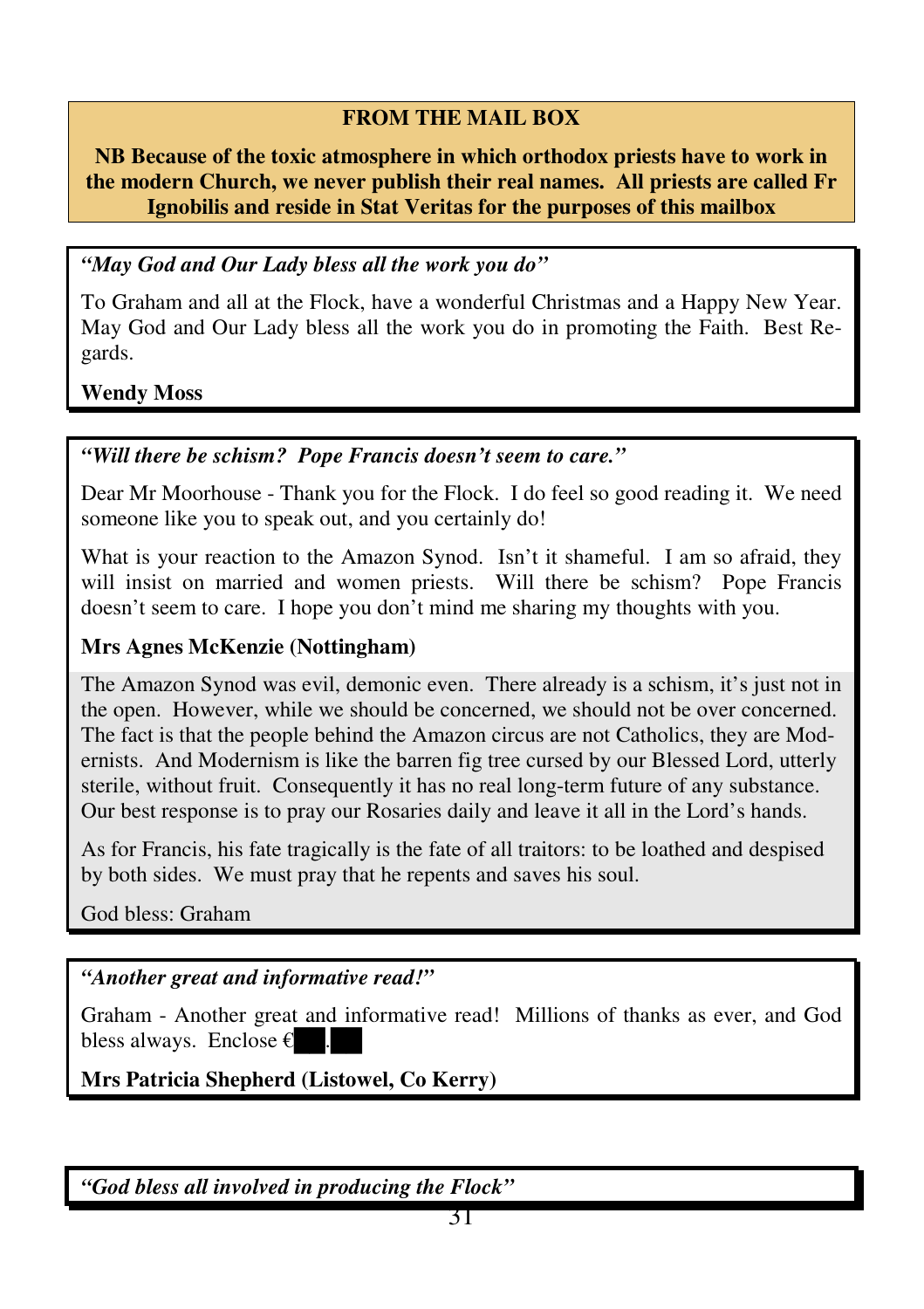**FROM THE MAIL BOX**

**NB Because of the toxic atmosphere in which orthodox priests have to work in the modern Church, we never publish their real names. All priests are called Fr Ignobilis and reside in Stat Veritas for the purposes of this mailbox**

***"May God and Our Lady bless all the work you do"***

To Graham and all at the Flock, have a wonderful Christmas and a Happy New Year. May God and Our Lady bless all the work you do in promoting the Faith. Best Regards.

**Wendy Moss**

***"Will there be schism? Pope Francis doesn't seem to care."***

Dear Mr Moorhouse - Thank you for the Flock. I do feel so good reading it. We need someone like you to speak out, and you certainly do!

What is your reaction to the Amazon Synod. Isn't it shameful. I am so afraid, they will insist on married and women priests. Will there be schism? Pope Francis doesn't seem to care. I hope you don't mind me sharing my thoughts with you.

**Mrs Agnes McKenzie (Nottingham)**

The Amazon Synod was evil, demonic even. There already is a schism, it's just not in the open. However, while we should be concerned, we should not be over concerned. The fact is that the people behind the Amazon circus are not Catholics, they are Modernists. And Modernism is like the barren fig tree cursed by our Blessed Lord, utterly sterile, without fruit. Consequently it has no real long-term future of any substance. Our best response is to pray our Rosaries daily and leave it all in the Lord's hands.

As for Francis, his fate tragically is the fate of all traitors: to be loathed and despised by both sides. We must pray that he repents and saves his soul.

God bless: Graham

***"Another great and informative read!"***

Graham - Another great and informative read! Millions of thanks as ever, and God bless always. Enclose €██.██

**Mrs Patricia Shepherd (Listowel, Co Kerry)**

***"God bless all involved in producing the Flock"***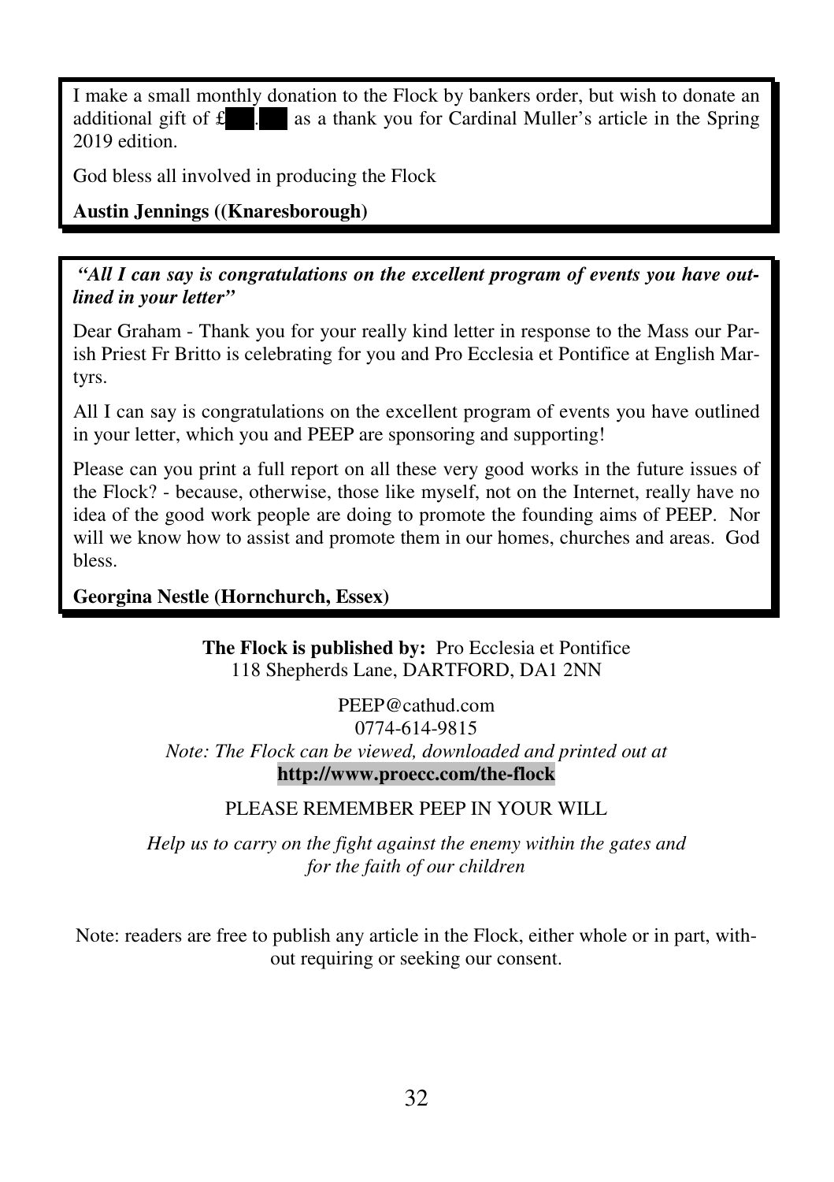I make a small monthly donation to the Flock by bankers order, but wish to donate an additional gift of £██.██ as a thank you for Cardinal Muller's article in the Spring 2019 edition.

God bless all involved in producing the Flock

**Austin Jennings ((Knaresborough)**

***"All I can say is congratulations on the excellent program of events you have outlined in your letter"***

Dear Graham - Thank you for your really kind letter in response to the Mass our Parish Priest Fr Britto is celebrating for you and Pro Ecclesia et Pontifice at English Martyrs.

All I can say is congratulations on the excellent program of events you have outlined in your letter, which you and PEEP are sponsoring and supporting!

Please can you print a full report on all these very good works in the future issues of the Flock? - because, otherwise, those like myself, not on the Internet, really have no idea of the good work people are doing to promote the founding aims of PEEP. Nor will we know how to assist and promote them in our homes, churches and areas. God bless.

**Georgina Nestle (Hornchurch, Essex)**

**The Flock is published by:** Pro Ecclesia et Pontifice
118 Shepherds Lane, DARTFORD, DA1 2NN

PEEP@cathud.com
0774-614-9815
*Note: The Flock can be viewed, downloaded and printed out at*
**http://www.proecc.com/the-flock**

PLEASE REMEMBER PEEP IN YOUR WILL

*Help us to carry on the fight against the enemy within the gates and for the faith of our children*

Note: readers are free to publish any article in the Flock, either whole or in part, without requiring or seeking our consent.